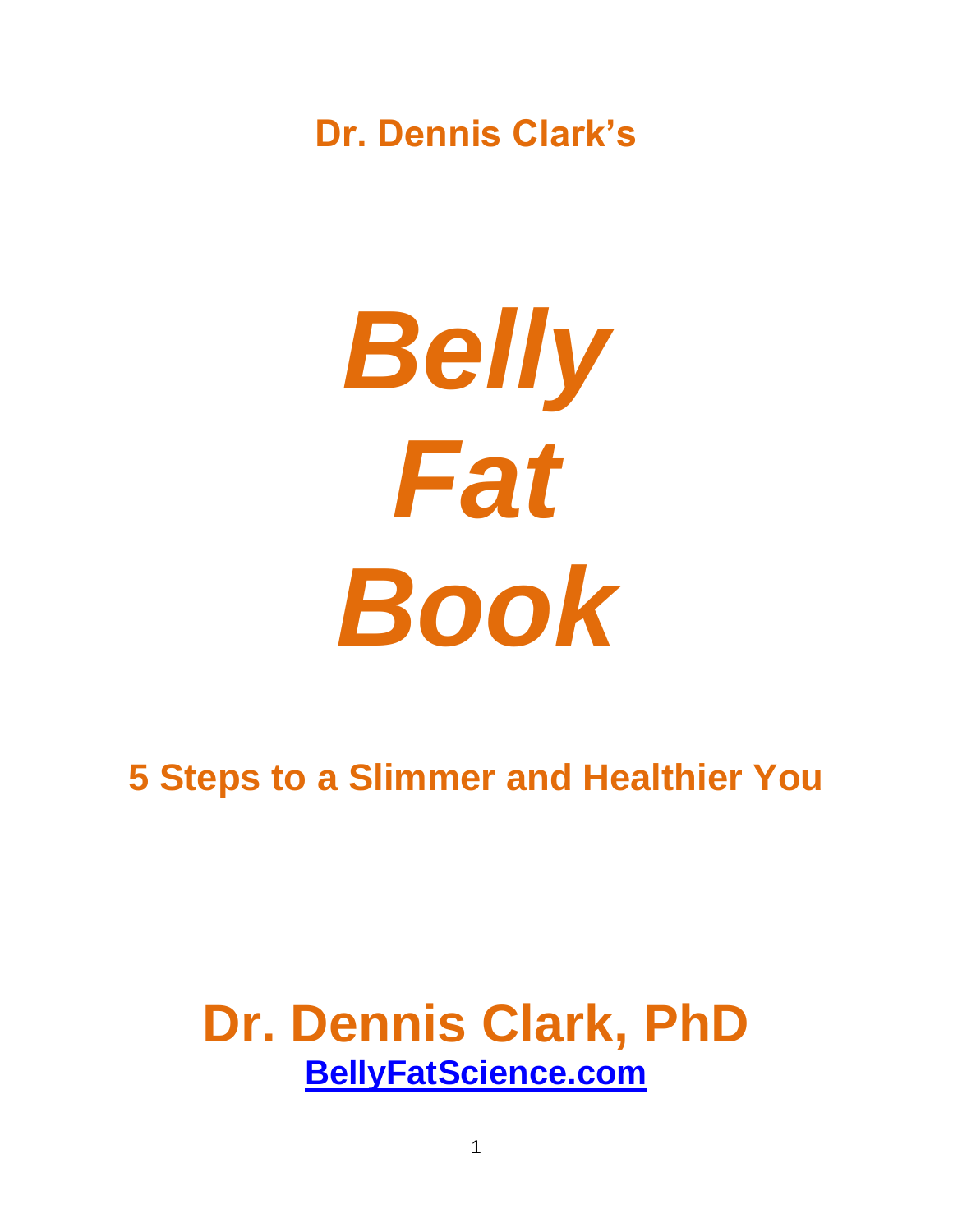**Dr. Dennis Clark's**

# *Belly Fat Book*

## 5 Steps to a Slimmer and Healthier You

## Dr. Dennis Clark, PhD

**BellyFatScience.com**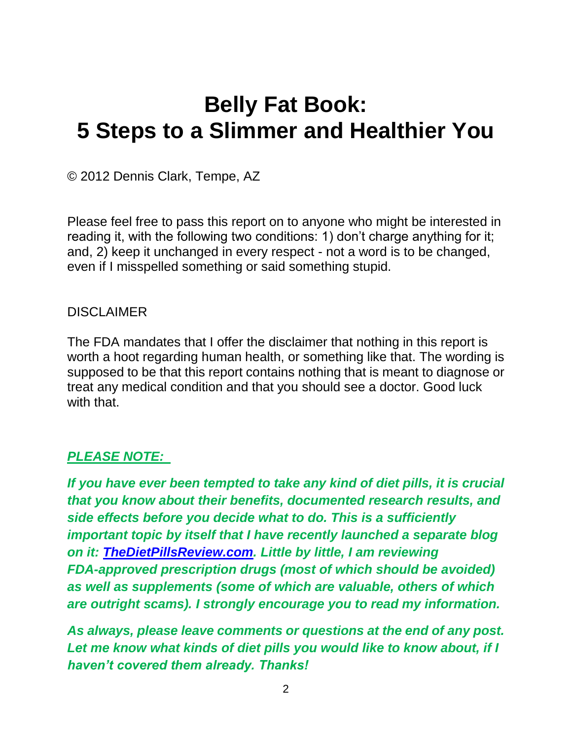# Belly Fat Book:
# 5 Steps to a Slimmer and Healthier You

© 2012 Dennis Clark, Tempe, AZ

Please feel free to pass this report on to anyone who might be interested in reading it, with the following two conditions: 1) don't charge anything for it; and, 2) keep it unchanged in every respect - not a word is to be changed, even if I misspelled something or said something stupid.

DISCLAIMER

The FDA mandates that I offer the disclaimer that nothing in this report is worth a hoot regarding human health, or something like that. The wording is supposed to be that this report contains nothing that is meant to diagnose or treat any medical condition and that you should see a doctor. Good luck with that.

***PLEASE NOTE:***

***If you have ever been tempted to take any kind of diet pills, it is crucial that you know about their benefits, documented research results, and side effects before you decide what to do. This is a sufficiently important topic by itself that I have recently launched a separate blog on it: TheDietPillsReview.com. Little by little, I am reviewing FDA-approved prescription drugs (most of which should be avoided) as well as supplements (some of which are valuable, others of which are outright scams). I strongly encourage you to read my information.***

***As always, please leave comments or questions at the end of any post. Let me know what kinds of diet pills you would like to know about, if I haven't covered them already. Thanks!***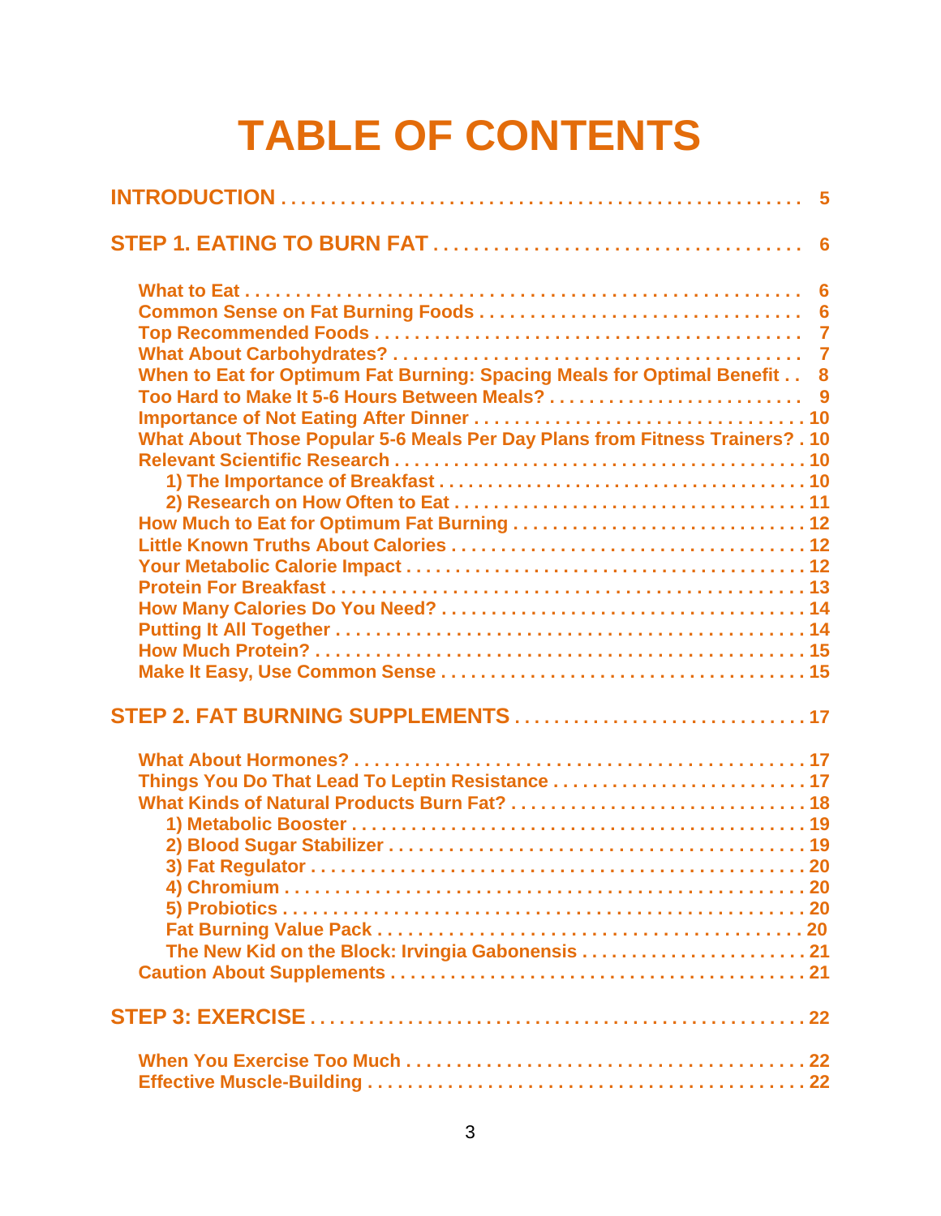# TABLE OF CONTENTS

**INTRODUCTION** . . . . . . . . . . . . . . . . . . . . . . . . . . . . . . . . . . . . . . . . . . . . . . . . . . . 5

**STEP 1. EATING TO BURN FAT** . . . . . . . . . . . . . . . . . . . . . . . . . . . . . . . . . . . . . 6

- What to Eat . . . . . . . . . . . . . . . . . . . . . . . . . . . . . . . . . . . . . . . . . . . . . . . . . . . . . 6
- Common Sense on Fat Burning Foods . . . . . . . . . . . . . . . . . . . . . . . . . . . . . . . . 6
- Top Recommended Foods . . . . . . . . . . . . . . . . . . . . . . . . . . . . . . . . . . . . . . . . . . 7
- What About Carbohydrates? . . . . . . . . . . . . . . . . . . . . . . . . . . . . . . . . . . . . . . . . 7
- When to Eat for Optimum Fat Burning: Spacing Meals for Optimal Benefit . . 8
- Too Hard to Make It 5-6 Hours Between Meals? . . . . . . . . . . . . . . . . . . . . . . . . . 9
- Importance of Not Eating After Dinner . . . . . . . . . . . . . . . . . . . . . . . . . . . . . . . . 10
- What About Those Popular 5-6 Meals Per Day Plans from Fitness Trainers? . 10
- Relevant Scientific Research . . . . . . . . . . . . . . . . . . . . . . . . . . . . . . . . . . . . . . . 10
  - 1) The Importance of Breakfast . . . . . . . . . . . . . . . . . . . . . . . . . . . . . . . . . . . 10
  - 2) Research on How Often to Eat . . . . . . . . . . . . . . . . . . . . . . . . . . . . . . . . . . 11
- How Much to Eat for Optimum Fat Burning . . . . . . . . . . . . . . . . . . . . . . . . . . . . 12
- Little Known Truths About Calories . . . . . . . . . . . . . . . . . . . . . . . . . . . . . . . . . . 12
- Your Metabolic Calorie Impact . . . . . . . . . . . . . . . . . . . . . . . . . . . . . . . . . . . . . 12
- Protein For Breakfast . . . . . . . . . . . . . . . . . . . . . . . . . . . . . . . . . . . . . . . . . . . . 13
- How Many Calories Do You Need? . . . . . . . . . . . . . . . . . . . . . . . . . . . . . . . . . . 14
- Putting It All Together . . . . . . . . . . . . . . . . . . . . . . . . . . . . . . . . . . . . . . . . . . . 14
- How Much Protein? . . . . . . . . . . . . . . . . . . . . . . . . . . . . . . . . . . . . . . . . . . . . . 15
- Make It Easy, Use Common Sense . . . . . . . . . . . . . . . . . . . . . . . . . . . . . . . . . . 15

**STEP 2. FAT BURNING SUPPLEMENTS** . . . . . . . . . . . . . . . . . . . . . . . . . . . . . . 17

- What About Hormones? . . . . . . . . . . . . . . . . . . . . . . . . . . . . . . . . . . . . . . . . . . 17
- Things You Do That Lead To Leptin Resistance . . . . . . . . . . . . . . . . . . . . . . . . . 17
- What Kinds of Natural Products Burn Fat? . . . . . . . . . . . . . . . . . . . . . . . . . . . . 18
  - 1) Metabolic Booster . . . . . . . . . . . . . . . . . . . . . . . . . . . . . . . . . . . . . . . . . . . 19
  - 2) Blood Sugar Stabilizer . . . . . . . . . . . . . . . . . . . . . . . . . . . . . . . . . . . . . . . . 19
  - 3) Fat Regulator . . . . . . . . . . . . . . . . . . . . . . . . . . . . . . . . . . . . . . . . . . . . . . 20
  - 4) Chromium . . . . . . . . . . . . . . . . . . . . . . . . . . . . . . . . . . . . . . . . . . . . . . . . 20
  - 5) Probiotics . . . . . . . . . . . . . . . . . . . . . . . . . . . . . . . . . . . . . . . . . . . . . . . . . 20
  - Fat Burning Value Pack . . . . . . . . . . . . . . . . . . . . . . . . . . . . . . . . . . . . . . . . 20
  - The New Kid on the Block: Irvingia Gabonensis . . . . . . . . . . . . . . . . . . . . . . 21
- Caution About Supplements . . . . . . . . . . . . . . . . . . . . . . . . . . . . . . . . . . . . . . . 21

**STEP 3: EXERCISE** . . . . . . . . . . . . . . . . . . . . . . . . . . . . . . . . . . . . . . . . . . . . . . . 22

- When You Exercise Too Much . . . . . . . . . . . . . . . . . . . . . . . . . . . . . . . . . . . . . 22
- Effective Muscle-Building . . . . . . . . . . . . . . . . . . . . . . . . . . . . . . . . . . . . . . . . . 22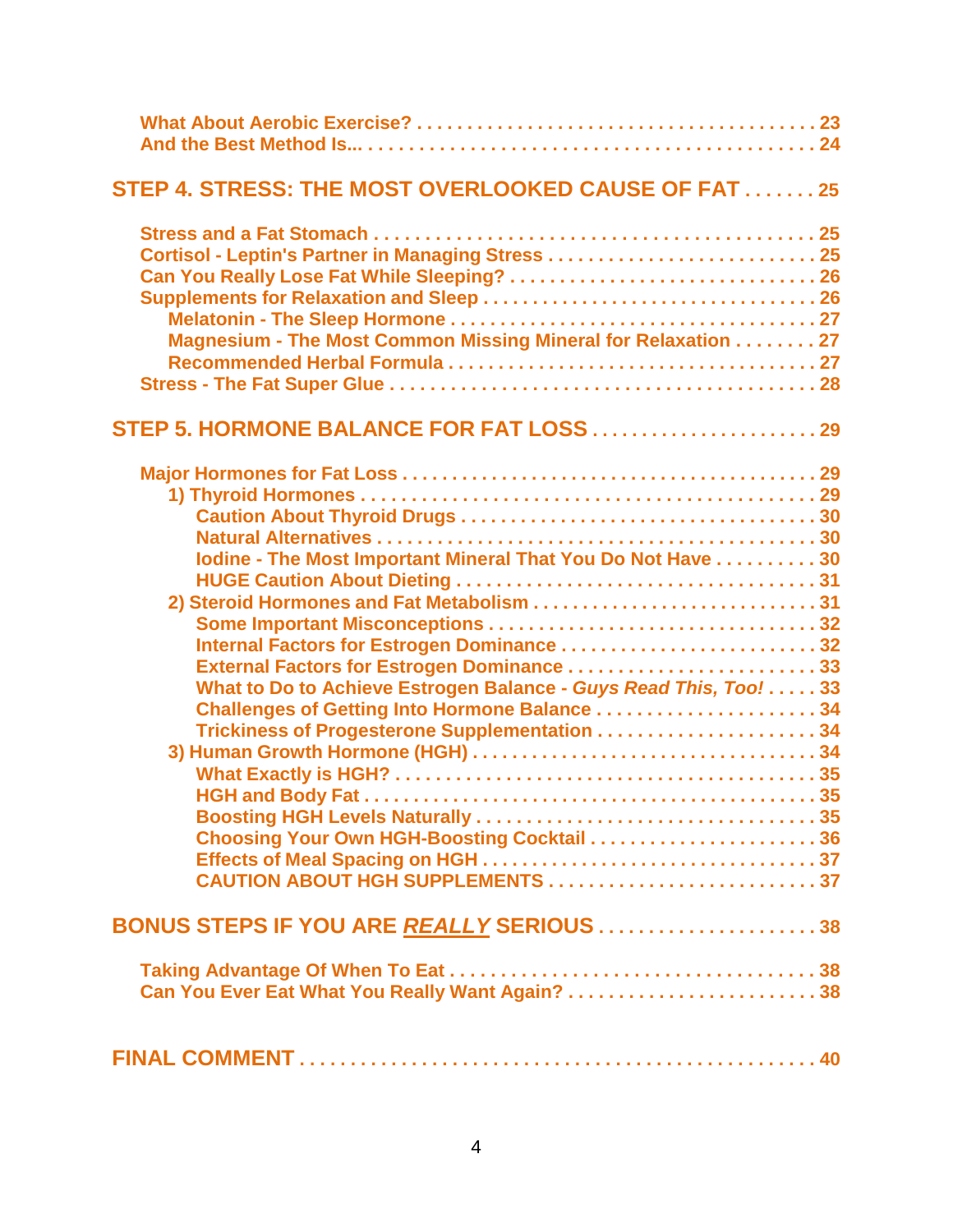What About Aerobic Exercise? . . . . . . . . . . . . . . . . . . . . . . . . . . . . . . . . . . . . . . . 23
And the Best Method Is... . . . . . . . . . . . . . . . . . . . . . . . . . . . . . . . . . . . . . . . . . . . 24

**STEP 4. STRESS: THE MOST OVERLOOKED CAUSE OF FAT . . . . . . . 25**

Stress and a Fat Stomach . . . . . . . . . . . . . . . . . . . . . . . . . . . . . . . . . . . . . . . . . . . 25
Cortisol - Leptin's Partner in Managing Stress . . . . . . . . . . . . . . . . . . . . . . . . . . . 25
Can You Really Lose Fat While Sleeping? . . . . . . . . . . . . . . . . . . . . . . . . . . . . . . . 26
Supplements for Relaxation and Sleep . . . . . . . . . . . . . . . . . . . . . . . . . . . . . . . . . 26
&nbsp;&nbsp;&nbsp;&nbsp;Melatonin - The Sleep Hormone . . . . . . . . . . . . . . . . . . . . . . . . . . . . . . . . . . . 27
&nbsp;&nbsp;&nbsp;&nbsp;Magnesium - The Most Common Missing Mineral for Relaxation . . . . . . . . 27
&nbsp;&nbsp;&nbsp;&nbsp;Recommended Herbal Formula . . . . . . . . . . . . . . . . . . . . . . . . . . . . . . . . . . . 27
Stress - The Fat Super Glue . . . . . . . . . . . . . . . . . . . . . . . . . . . . . . . . . . . . . . . . . . 28

**STEP 5. HORMONE BALANCE FOR FAT LOSS . . . . . . . . . . . . . . . . . . . . . . 29**

Major Hormones for Fat Loss . . . . . . . . . . . . . . . . . . . . . . . . . . . . . . . . . . . . . . . . . 29
&nbsp;&nbsp;&nbsp;&nbsp;1) Thyroid Hormones . . . . . . . . . . . . . . . . . . . . . . . . . . . . . . . . . . . . . . . . . . . . . 29
&nbsp;&nbsp;&nbsp;&nbsp;&nbsp;&nbsp;&nbsp;&nbsp;Caution About Thyroid Drugs . . . . . . . . . . . . . . . . . . . . . . . . . . . . . . . . . . . 30
&nbsp;&nbsp;&nbsp;&nbsp;&nbsp;&nbsp;&nbsp;&nbsp;Natural Alternatives . . . . . . . . . . . . . . . . . . . . . . . . . . . . . . . . . . . . . . . . . . . 30
&nbsp;&nbsp;&nbsp;&nbsp;&nbsp;&nbsp;&nbsp;&nbsp;Iodine - The Most Important Mineral That You Do Not Have . . . . . . . . . . 30
&nbsp;&nbsp;&nbsp;&nbsp;&nbsp;&nbsp;&nbsp;&nbsp;HUGE Caution About Dieting . . . . . . . . . . . . . . . . . . . . . . . . . . . . . . . . . . . 31
&nbsp;&nbsp;&nbsp;&nbsp;2) Steroid Hormones and Fat Metabolism . . . . . . . . . . . . . . . . . . . . . . . . . . . . 31
&nbsp;&nbsp;&nbsp;&nbsp;&nbsp;&nbsp;&nbsp;&nbsp;Some Important Misconceptions . . . . . . . . . . . . . . . . . . . . . . . . . . . . . . . . . 32
&nbsp;&nbsp;&nbsp;&nbsp;&nbsp;&nbsp;&nbsp;&nbsp;Internal Factors for Estrogen Dominance . . . . . . . . . . . . . . . . . . . . . . . . . . 32
&nbsp;&nbsp;&nbsp;&nbsp;&nbsp;&nbsp;&nbsp;&nbsp;External Factors for Estrogen Dominance . . . . . . . . . . . . . . . . . . . . . . . . . 33
&nbsp;&nbsp;&nbsp;&nbsp;&nbsp;&nbsp;&nbsp;&nbsp;What to Do to Achieve Estrogen Balance - *Guys Read This, Too!* . . . . . 33
&nbsp;&nbsp;&nbsp;&nbsp;&nbsp;&nbsp;&nbsp;&nbsp;Challenges of Getting Into Hormone Balance . . . . . . . . . . . . . . . . . . . . . . 34
&nbsp;&nbsp;&nbsp;&nbsp;&nbsp;&nbsp;&nbsp;&nbsp;Trickiness of Progesterone Supplementation . . . . . . . . . . . . . . . . . . . . . . 34
&nbsp;&nbsp;&nbsp;&nbsp;3) Human Growth Hormone (HGH) . . . . . . . . . . . . . . . . . . . . . . . . . . . . . . . . . . 34
&nbsp;&nbsp;&nbsp;&nbsp;&nbsp;&nbsp;&nbsp;&nbsp;What Exactly is HGH? . . . . . . . . . . . . . . . . . . . . . . . . . . . . . . . . . . . . . . . . . 35
&nbsp;&nbsp;&nbsp;&nbsp;&nbsp;&nbsp;&nbsp;&nbsp;HGH and Body Fat . . . . . . . . . . . . . . . . . . . . . . . . . . . . . . . . . . . . . . . . . . . 35
&nbsp;&nbsp;&nbsp;&nbsp;&nbsp;&nbsp;&nbsp;&nbsp;Boosting HGH Levels Naturally . . . . . . . . . . . . . . . . . . . . . . . . . . . . . . . . . 35
&nbsp;&nbsp;&nbsp;&nbsp;&nbsp;&nbsp;&nbsp;&nbsp;Choosing Your Own HGH-Boosting Cocktail . . . . . . . . . . . . . . . . . . . . . . . 36
&nbsp;&nbsp;&nbsp;&nbsp;&nbsp;&nbsp;&nbsp;&nbsp;Effects of Meal Spacing on HGH . . . . . . . . . . . . . . . . . . . . . . . . . . . . . . . . 37
&nbsp;&nbsp;&nbsp;&nbsp;&nbsp;&nbsp;&nbsp;&nbsp;CAUTION ABOUT HGH SUPPLEMENTS . . . . . . . . . . . . . . . . . . . . . . . . . . . 37

**BONUS STEPS IF YOU ARE *REALLY* SERIOUS . . . . . . . . . . . . . . . . . . . . . . 38**

Taking Advantage Of When To Eat . . . . . . . . . . . . . . . . . . . . . . . . . . . . . . . . . . . . 38
Can You Ever Eat What You Really Want Again? . . . . . . . . . . . . . . . . . . . . . . . . . 38

**FINAL COMMENT . . . . . . . . . . . . . . . . . . . . . . . . . . . . . . . . . . . . . . . . . . . . . . . . . 40**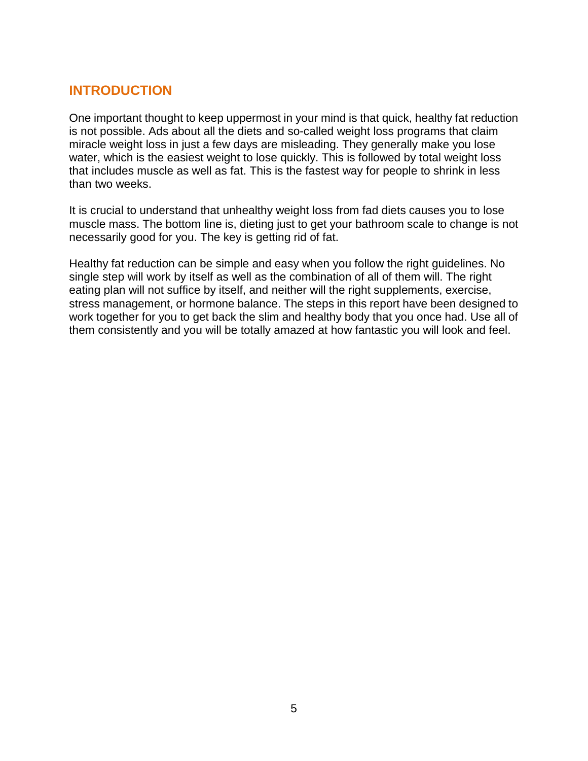## INTRODUCTION

One important thought to keep uppermost in your mind is that quick, healthy fat reduction is not possible. Ads about all the diets and so-called weight loss programs that claim miracle weight loss in just a few days are misleading. They generally make you lose water, which is the easiest weight to lose quickly. This is followed by total weight loss that includes muscle as well as fat. This is the fastest way for people to shrink in less than two weeks.

It is crucial to understand that unhealthy weight loss from fad diets causes you to lose muscle mass. The bottom line is, dieting just to get your bathroom scale to change is not necessarily good for you. The key is getting rid of fat.

Healthy fat reduction can be simple and easy when you follow the right guidelines. No single step will work by itself as well as the combination of all of them will. The right eating plan will not suffice by itself, and neither will the right supplements, exercise, stress management, or hormone balance. The steps in this report have been designed to work together for you to get back the slim and healthy body that you once had. Use all of them consistently and you will be totally amazed at how fantastic you will look and feel.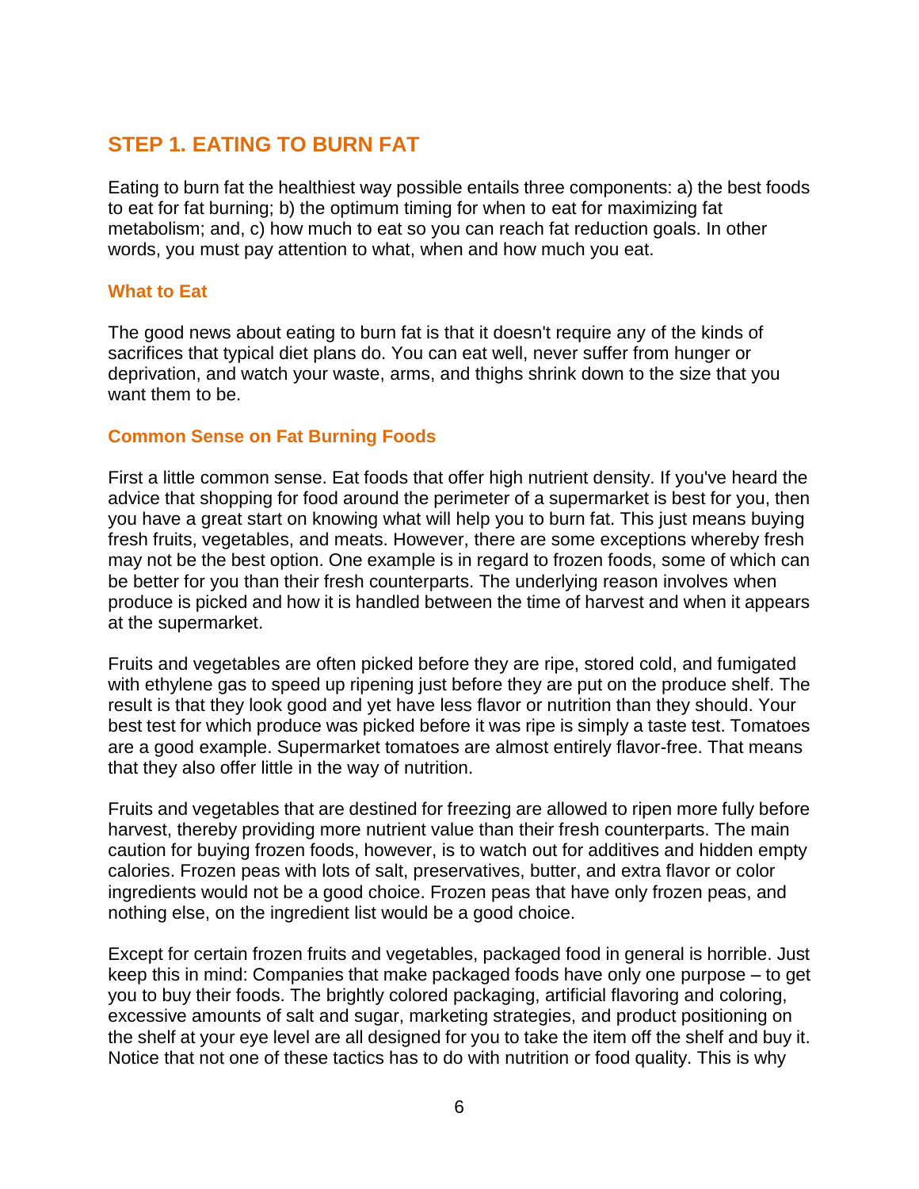## STEP 1. EATING TO BURN FAT

Eating to burn fat the healthiest way possible entails three components: a) the best foods to eat for fat burning; b) the optimum timing for when to eat for maximizing fat metabolism; and, c) how much to eat so you can reach fat reduction goals. In other words, you must pay attention to what, when and how much you eat.

### What to Eat

The good news about eating to burn fat is that it doesn't require any of the kinds of sacrifices that typical diet plans do. You can eat well, never suffer from hunger or deprivation, and watch your waste, arms, and thighs shrink down to the size that you want them to be.

### Common Sense on Fat Burning Foods

First a little common sense. Eat foods that offer high nutrient density. If you've heard the advice that shopping for food around the perimeter of a supermarket is best for you, then you have a great start on knowing what will help you to burn fat. This just means buying fresh fruits, vegetables, and meats. However, there are some exceptions whereby fresh may not be the best option. One example is in regard to frozen foods, some of which can be better for you than their fresh counterparts. The underlying reason involves when produce is picked and how it is handled between the time of harvest and when it appears at the supermarket.

Fruits and vegetables are often picked before they are ripe, stored cold, and fumigated with ethylene gas to speed up ripening just before they are put on the produce shelf. The result is that they look good and yet have less flavor or nutrition than they should. Your best test for which produce was picked before it was ripe is simply a taste test. Tomatoes are a good example. Supermarket tomatoes are almost entirely flavor-free. That means that they also offer little in the way of nutrition.

Fruits and vegetables that are destined for freezing are allowed to ripen more fully before harvest, thereby providing more nutrient value than their fresh counterparts. The main caution for buying frozen foods, however, is to watch out for additives and hidden empty calories. Frozen peas with lots of salt, preservatives, butter, and extra flavor or color ingredients would not be a good choice. Frozen peas that have only frozen peas, and nothing else, on the ingredient list would be a good choice.

Except for certain frozen fruits and vegetables, packaged food in general is horrible. Just keep this in mind: Companies that make packaged foods have only one purpose – to get you to buy their foods. The brightly colored packaging, artificial flavoring and coloring, excessive amounts of salt and sugar, marketing strategies, and product positioning on the shelf at your eye level are all designed for you to take the item off the shelf and buy it. Notice that not one of these tactics has to do with nutrition or food quality. This is why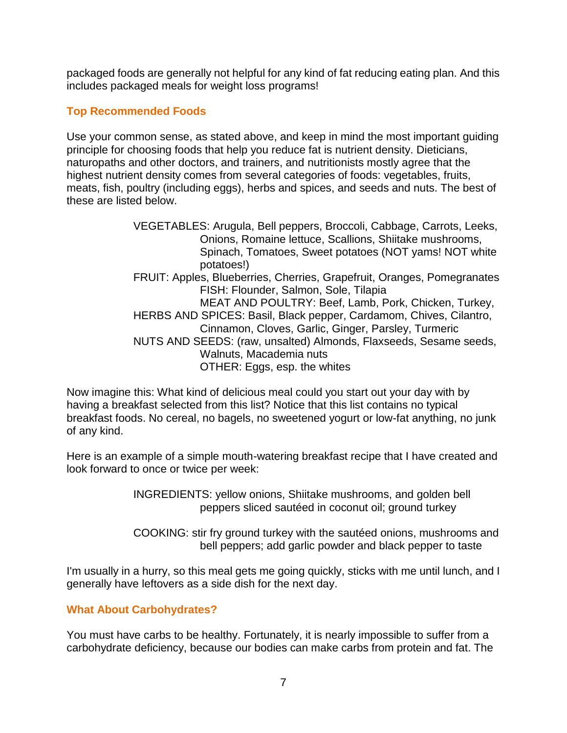packaged foods are generally not helpful for any kind of fat reducing eating plan. And this includes packaged meals for weight loss programs!

## Top Recommended Foods

Use your common sense, as stated above, and keep in mind the most important guiding principle for choosing foods that help you reduce fat is nutrient density. Dieticians, naturopaths and other doctors, and trainers, and nutritionists mostly agree that the highest nutrient density comes from several categories of foods: vegetables, fruits, meats, fish, poultry (including eggs), herbs and spices, and seeds and nuts. The best of these are listed below.

> VEGETABLES: Arugula, Bell peppers, Broccoli, Cabbage, Carrots, Leeks, Onions, Romaine lettuce, Scallions, Shiitake mushrooms, Spinach, Tomatoes, Sweet potatoes (NOT yams! NOT white potatoes!)
> FRUIT: Apples, Blueberries, Cherries, Grapefruit, Oranges, Pomegranates
> FISH: Flounder, Salmon, Sole, Tilapia
> MEAT AND POULTRY: Beef, Lamb, Pork, Chicken, Turkey,
> HERBS AND SPICES: Basil, Black pepper, Cardamom, Chives, Cilantro, Cinnamon, Cloves, Garlic, Ginger, Parsley, Turmeric
> NUTS AND SEEDS: (raw, unsalted) Almonds, Flaxseeds, Sesame seeds, Walnuts, Macademia nuts
> OTHER: Eggs, esp. the whites

Now imagine this: What kind of delicious meal could you start out your day with by having a breakfast selected from this list? Notice that this list contains no typical breakfast foods. No cereal, no bagels, no sweetened yogurt or low-fat anything, no junk of any kind.

Here is an example of a simple mouth-watering breakfast recipe that I have created and look forward to once or twice per week:

> INGREDIENTS: yellow onions, Shiitake mushrooms, and golden bell peppers sliced sautéed in coconut oil; ground turkey
>
> COOKING: stir fry ground turkey with the sautéed onions, mushrooms and bell peppers; add garlic powder and black pepper to taste

I'm usually in a hurry, so this meal gets me going quickly, sticks with me until lunch, and I generally have leftovers as a side dish for the next day.

## What About Carbohydrates?

You must have carbs to be healthy. Fortunately, it is nearly impossible to suffer from a carbohydrate deficiency, because our bodies can make carbs from protein and fat. The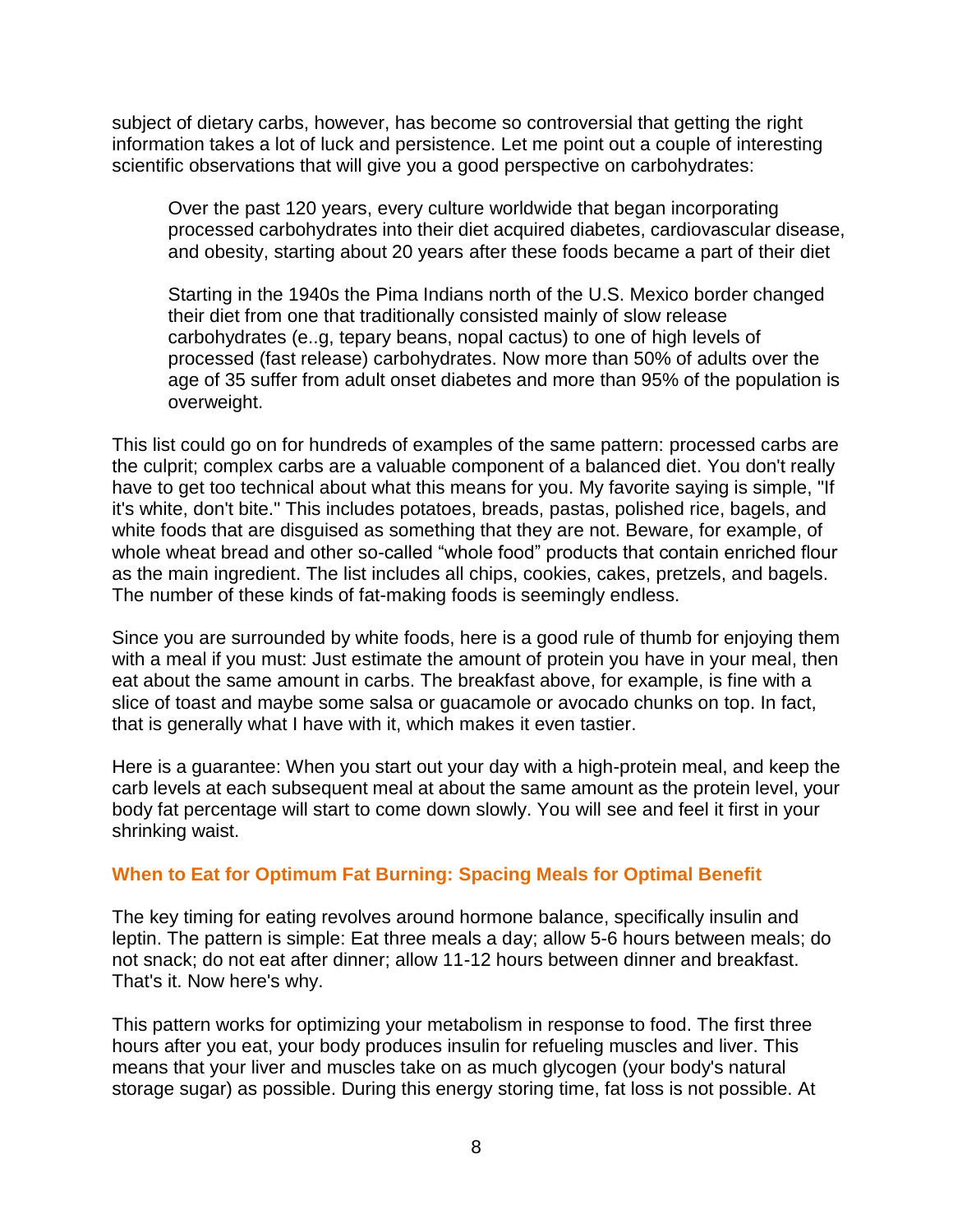subject of dietary carbs, however, has become so controversial that getting the right information takes a lot of luck and persistence. Let me point out a couple of interesting scientific observations that will give you a good perspective on carbohydrates:

> Over the past 120 years, every culture worldwide that began incorporating processed carbohydrates into their diet acquired diabetes, cardiovascular disease, and obesity, starting about 20 years after these foods became a part of their diet
>
> Starting in the 1940s the Pima Indians north of the U.S. Mexico border changed their diet from one that traditionally consisted mainly of slow release carbohydrates (e..g, tepary beans, nopal cactus) to one of high levels of processed (fast release) carbohydrates. Now more than 50% of adults over the age of 35 suffer from adult onset diabetes and more than 95% of the population is overweight.

This list could go on for hundreds of examples of the same pattern: processed carbs are the culprit; complex carbs are a valuable component of a balanced diet. You don't really have to get too technical about what this means for you. My favorite saying is simple, "If it's white, don't bite." This includes potatoes, breads, pastas, polished rice, bagels, and white foods that are disguised as something that they are not. Beware, for example, of whole wheat bread and other so-called "whole food" products that contain enriched flour as the main ingredient. The list includes all chips, cookies, cakes, pretzels, and bagels. The number of these kinds of fat-making foods is seemingly endless.

Since you are surrounded by white foods, here is a good rule of thumb for enjoying them with a meal if you must: Just estimate the amount of protein you have in your meal, then eat about the same amount in carbs. The breakfast above, for example, is fine with a slice of toast and maybe some salsa or guacamole or avocado chunks on top. In fact, that is generally what I have with it, which makes it even tastier.

Here is a guarantee: When you start out your day with a high-protein meal, and keep the carb levels at each subsequent meal at about the same amount as the protein level, your body fat percentage will start to come down slowly. You will see and feel it first in your shrinking waist.

### When to Eat for Optimum Fat Burning: Spacing Meals for Optimal Benefit

The key timing for eating revolves around hormone balance, specifically insulin and leptin. The pattern is simple: Eat three meals a day; allow 5-6 hours between meals; do not snack; do not eat after dinner; allow 11-12 hours between dinner and breakfast. That's it. Now here's why.

This pattern works for optimizing your metabolism in response to food. The first three hours after you eat, your body produces insulin for refueling muscles and liver. This means that your liver and muscles take on as much glycogen (your body's natural storage sugar) as possible. During this energy storing time, fat loss is not possible. At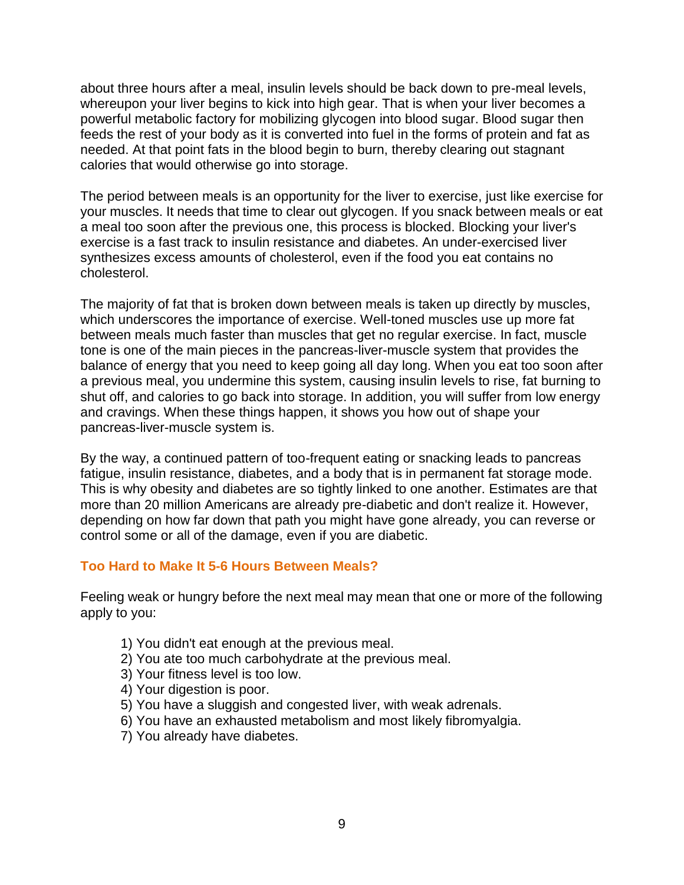about three hours after a meal, insulin levels should be back down to pre-meal levels, whereupon your liver begins to kick into high gear. That is when your liver becomes a powerful metabolic factory for mobilizing glycogen into blood sugar. Blood sugar then feeds the rest of your body as it is converted into fuel in the forms of protein and fat as needed. At that point fats in the blood begin to burn, thereby clearing out stagnant calories that would otherwise go into storage.

The period between meals is an opportunity for the liver to exercise, just like exercise for your muscles. It needs that time to clear out glycogen. If you snack between meals or eat a meal too soon after the previous one, this process is blocked. Blocking your liver's exercise is a fast track to insulin resistance and diabetes. An under-exercised liver synthesizes excess amounts of cholesterol, even if the food you eat contains no cholesterol.

The majority of fat that is broken down between meals is taken up directly by muscles, which underscores the importance of exercise. Well-toned muscles use up more fat between meals much faster than muscles that get no regular exercise. In fact, muscle tone is one of the main pieces in the pancreas-liver-muscle system that provides the balance of energy that you need to keep going all day long. When you eat too soon after a previous meal, you undermine this system, causing insulin levels to rise, fat burning to shut off, and calories to go back into storage. In addition, you will suffer from low energy and cravings. When these things happen, it shows you how out of shape your pancreas-liver-muscle system is.

By the way, a continued pattern of too-frequent eating or snacking leads to pancreas fatigue, insulin resistance, diabetes, and a body that is in permanent fat storage mode. This is why obesity and diabetes are so tightly linked to one another. Estimates are that more than 20 million Americans are already pre-diabetic and don't realize it. However, depending on how far down that path you might have gone already, you can reverse or control some or all of the damage, even if you are diabetic.

### Too Hard to Make It 5-6 Hours Between Meals?

Feeling weak or hungry before the next meal may mean that one or more of the following apply to you:

1) You didn't eat enough at the previous meal.
2) You ate too much carbohydrate at the previous meal.
3) Your fitness level is too low.
4) Your digestion is poor.
5) You have a sluggish and congested liver, with weak adrenals.
6) You have an exhausted metabolism and most likely fibromyalgia.
7) You already have diabetes.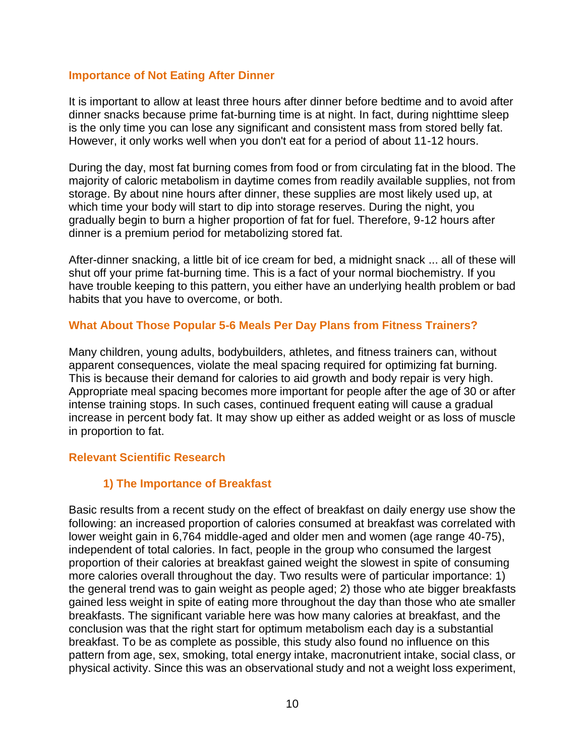### Importance of Not Eating After Dinner

It is important to allow at least three hours after dinner before bedtime and to avoid after dinner snacks because prime fat-burning time is at night. In fact, during nighttime sleep is the only time you can lose any significant and consistent mass from stored belly fat. However, it only works well when you don't eat for a period of about 11-12 hours.

During the day, most fat burning comes from food or from circulating fat in the blood. The majority of caloric metabolism in daytime comes from readily available supplies, not from storage. By about nine hours after dinner, these supplies are most likely used up, at which time your body will start to dip into storage reserves. During the night, you gradually begin to burn a higher proportion of fat for fuel. Therefore, 9-12 hours after dinner is a premium period for metabolizing stored fat.

After-dinner snacking, a little bit of ice cream for bed, a midnight snack ... all of these will shut off your prime fat-burning time. This is a fact of your normal biochemistry. If you have trouble keeping to this pattern, you either have an underlying health problem or bad habits that you have to overcome, or both.

### What About Those Popular 5-6 Meals Per Day Plans from Fitness Trainers?

Many children, young adults, bodybuilders, athletes, and fitness trainers can, without apparent consequences, violate the meal spacing required for optimizing fat burning. This is because their demand for calories to aid growth and body repair is very high. Appropriate meal spacing becomes more important for people after the age of 30 or after intense training stops. In such cases, continued frequent eating will cause a gradual increase in percent body fat. It may show up either as added weight or as loss of muscle in proportion to fat.

### Relevant Scientific Research

#### 1) The Importance of Breakfast

Basic results from a recent study on the effect of breakfast on daily energy use show the following: an increased proportion of calories consumed at breakfast was correlated with lower weight gain in 6,764 middle-aged and older men and women (age range 40-75), independent of total calories. In fact, people in the group who consumed the largest proportion of their calories at breakfast gained weight the slowest in spite of consuming more calories overall throughout the day. Two results were of particular importance: 1) the general trend was to gain weight as people aged; 2) those who ate bigger breakfasts gained less weight in spite of eating more throughout the day than those who ate smaller breakfasts. The significant variable here was how many calories at breakfast, and the conclusion was that the right start for optimum metabolism each day is a substantial breakfast. To be as complete as possible, this study also found no influence on this pattern from age, sex, smoking, total energy intake, macronutrient intake, social class, or physical activity. Since this was an observational study and not a weight loss experiment,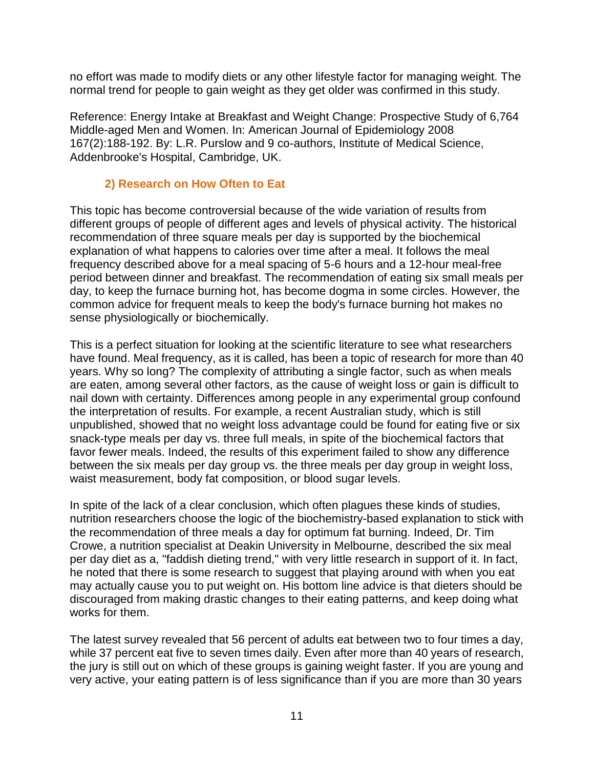no effort was made to modify diets or any other lifestyle factor for managing weight. The normal trend for people to gain weight as they get older was confirmed in this study.

Reference: Energy Intake at Breakfast and Weight Change: Prospective Study of 6,764 Middle-aged Men and Women. In: American Journal of Epidemiology 2008 167(2):188-192. By: L.R. Purslow and 9 co-authors, Institute of Medical Science, Addenbrooke's Hospital, Cambridge, UK.

### 2) Research on How Often to Eat

This topic has become controversial because of the wide variation of results from different groups of people of different ages and levels of physical activity. The historical recommendation of three square meals per day is supported by the biochemical explanation of what happens to calories over time after a meal. It follows the meal frequency described above for a meal spacing of 5-6 hours and a 12-hour meal-free period between dinner and breakfast. The recommendation of eating six small meals per day, to keep the furnace burning hot, has become dogma in some circles. However, the common advice for frequent meals to keep the body's furnace burning hot makes no sense physiologically or biochemically.

This is a perfect situation for looking at the scientific literature to see what researchers have found. Meal frequency, as it is called, has been a topic of research for more than 40 years. Why so long? The complexity of attributing a single factor, such as when meals are eaten, among several other factors, as the cause of weight loss or gain is difficult to nail down with certainty. Differences among people in any experimental group confound the interpretation of results. For example, a recent Australian study, which is still unpublished, showed that no weight loss advantage could be found for eating five or six snack-type meals per day vs. three full meals, in spite of the biochemical factors that favor fewer meals. Indeed, the results of this experiment failed to show any difference between the six meals per day group vs. the three meals per day group in weight loss, waist measurement, body fat composition, or blood sugar levels.

In spite of the lack of a clear conclusion, which often plagues these kinds of studies, nutrition researchers choose the logic of the biochemistry-based explanation to stick with the recommendation of three meals a day for optimum fat burning. Indeed, Dr. Tim Crowe, a nutrition specialist at Deakin University in Melbourne, described the six meal per day diet as a, "faddish dieting trend," with very little research in support of it. In fact, he noted that there is some research to suggest that playing around with when you eat may actually cause you to put weight on. His bottom line advice is that dieters should be discouraged from making drastic changes to their eating patterns, and keep doing what works for them.

The latest survey revealed that 56 percent of adults eat between two to four times a day, while 37 percent eat five to seven times daily. Even after more than 40 years of research, the jury is still out on which of these groups is gaining weight faster. If you are young and very active, your eating pattern is of less significance than if you are more than 30 years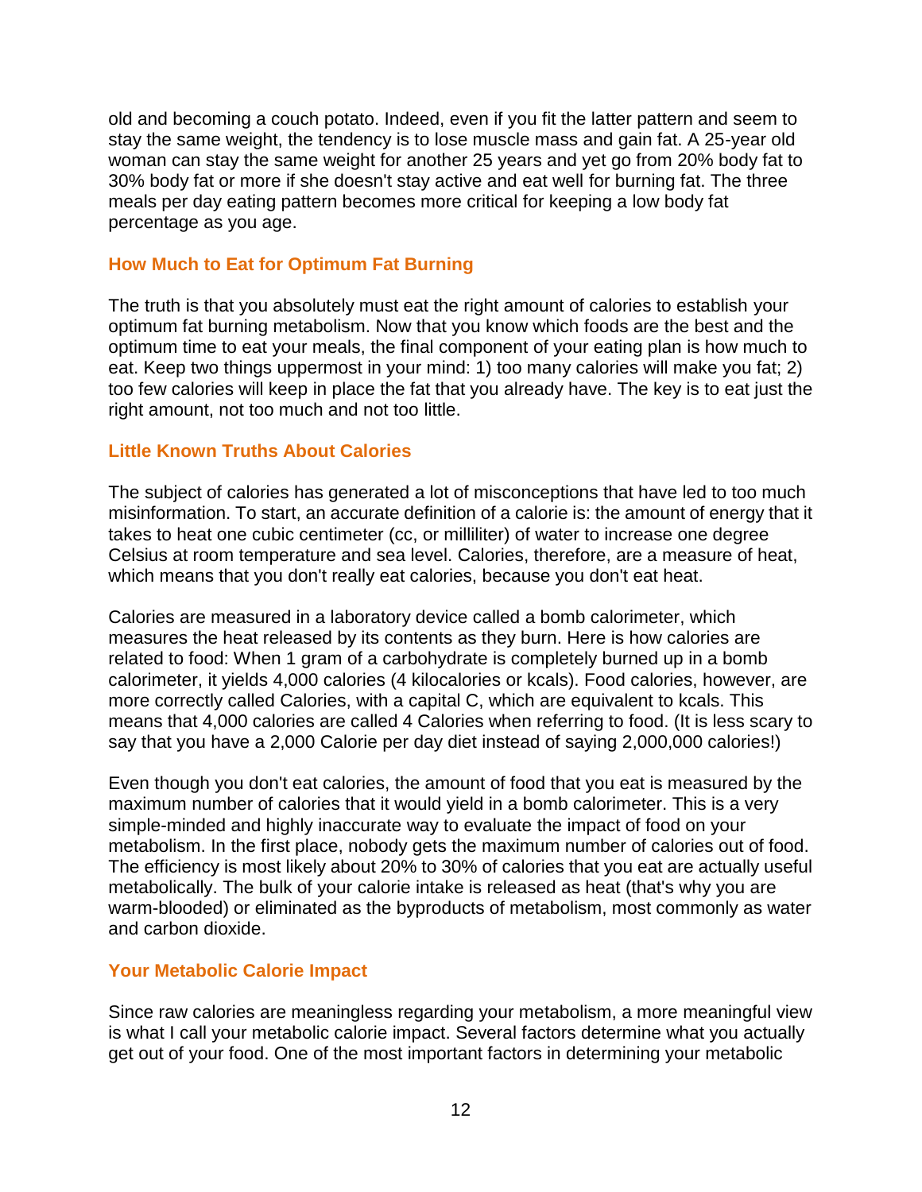old and becoming a couch potato. Indeed, even if you fit the latter pattern and seem to stay the same weight, the tendency is to lose muscle mass and gain fat. A 25-year old woman can stay the same weight for another 25 years and yet go from 20% body fat to 30% body fat or more if she doesn't stay active and eat well for burning fat. The three meals per day eating pattern becomes more critical for keeping a low body fat percentage as you age.

## How Much to Eat for Optimum Fat Burning

The truth is that you absolutely must eat the right amount of calories to establish your optimum fat burning metabolism. Now that you know which foods are the best and the optimum time to eat your meals, the final component of your eating plan is how much to eat. Keep two things uppermost in your mind: 1) too many calories will make you fat; 2) too few calories will keep in place the fat that you already have. The key is to eat just the right amount, not too much and not too little.

## Little Known Truths About Calories

The subject of calories has generated a lot of misconceptions that have led to too much misinformation. To start, an accurate definition of a calorie is: the amount of energy that it takes to heat one cubic centimeter (cc, or milliliter) of water to increase one degree Celsius at room temperature and sea level. Calories, therefore, are a measure of heat, which means that you don't really eat calories, because you don't eat heat.

Calories are measured in a laboratory device called a bomb calorimeter, which measures the heat released by its contents as they burn. Here is how calories are related to food: When 1 gram of a carbohydrate is completely burned up in a bomb calorimeter, it yields 4,000 calories (4 kilocalories or kcals). Food calories, however, are more correctly called Calories, with a capital C, which are equivalent to kcals. This means that 4,000 calories are called 4 Calories when referring to food. (It is less scary to say that you have a 2,000 Calorie per day diet instead of saying 2,000,000 calories!)

Even though you don't eat calories, the amount of food that you eat is measured by the maximum number of calories that it would yield in a bomb calorimeter. This is a very simple-minded and highly inaccurate way to evaluate the impact of food on your metabolism. In the first place, nobody gets the maximum number of calories out of food. The efficiency is most likely about 20% to 30% of calories that you eat are actually useful metabolically. The bulk of your calorie intake is released as heat (that's why you are warm-blooded) or eliminated as the byproducts of metabolism, most commonly as water and carbon dioxide.

## Your Metabolic Calorie Impact

Since raw calories are meaningless regarding your metabolism, a more meaningful view is what I call your metabolic calorie impact. Several factors determine what you actually get out of your food. One of the most important factors in determining your metabolic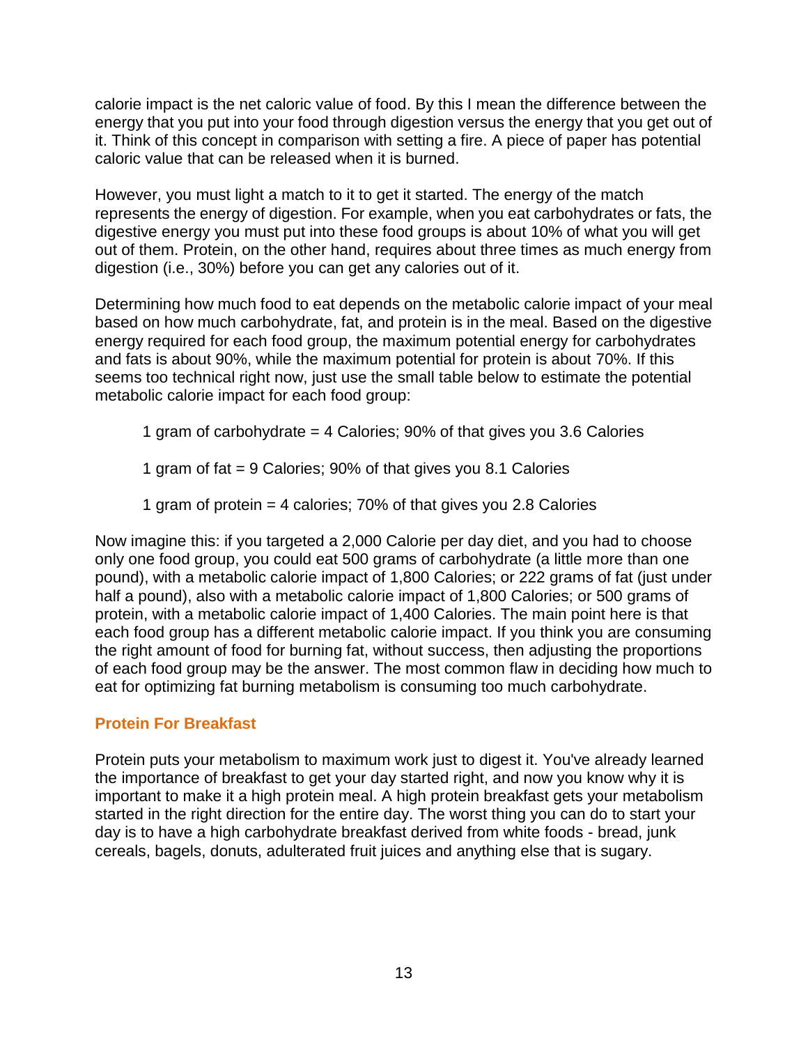calorie impact is the net caloric value of food. By this I mean the difference between the energy that you put into your food through digestion versus the energy that you get out of it. Think of this concept in comparison with setting a fire. A piece of paper has potential caloric value that can be released when it is burned.

However, you must light a match to it to get it started. The energy of the match represents the energy of digestion. For example, when you eat carbohydrates or fats, the digestive energy you must put into these food groups is about 10% of what you will get out of them. Protein, on the other hand, requires about three times as much energy from digestion (i.e., 30%) before you can get any calories out of it.

Determining how much food to eat depends on the metabolic calorie impact of your meal based on how much carbohydrate, fat, and protein is in the meal. Based on the digestive energy required for each food group, the maximum potential energy for carbohydrates and fats is about 90%, while the maximum potential for protein is about 70%. If this seems too technical right now, just use the small table below to estimate the potential metabolic calorie impact for each food group:

1 gram of carbohydrate = 4 Calories; 90% of that gives you 3.6 Calories

1 gram of fat = 9 Calories; 90% of that gives you 8.1 Calories

1 gram of protein = 4 calories; 70% of that gives you 2.8 Calories

Now imagine this: if you targeted a 2,000 Calorie per day diet, and you had to choose only one food group, you could eat 500 grams of carbohydrate (a little more than one pound), with a metabolic calorie impact of 1,800 Calories; or 222 grams of fat (just under half a pound), also with a metabolic calorie impact of 1,800 Calories; or 500 grams of protein, with a metabolic calorie impact of 1,400 Calories. The main point here is that each food group has a different metabolic calorie impact. If you think you are consuming the right amount of food for burning fat, without success, then adjusting the proportions of each food group may be the answer. The most common flaw in deciding how much to eat for optimizing fat burning metabolism is consuming too much carbohydrate.

### Protein For Breakfast

Protein puts your metabolism to maximum work just to digest it. You've already learned the importance of breakfast to get your day started right, and now you know why it is important to make it a high protein meal. A high protein breakfast gets your metabolism started in the right direction for the entire day. The worst thing you can do to start your day is to have a high carbohydrate breakfast derived from white foods - bread, junk cereals, bagels, donuts, adulterated fruit juices and anything else that is sugary.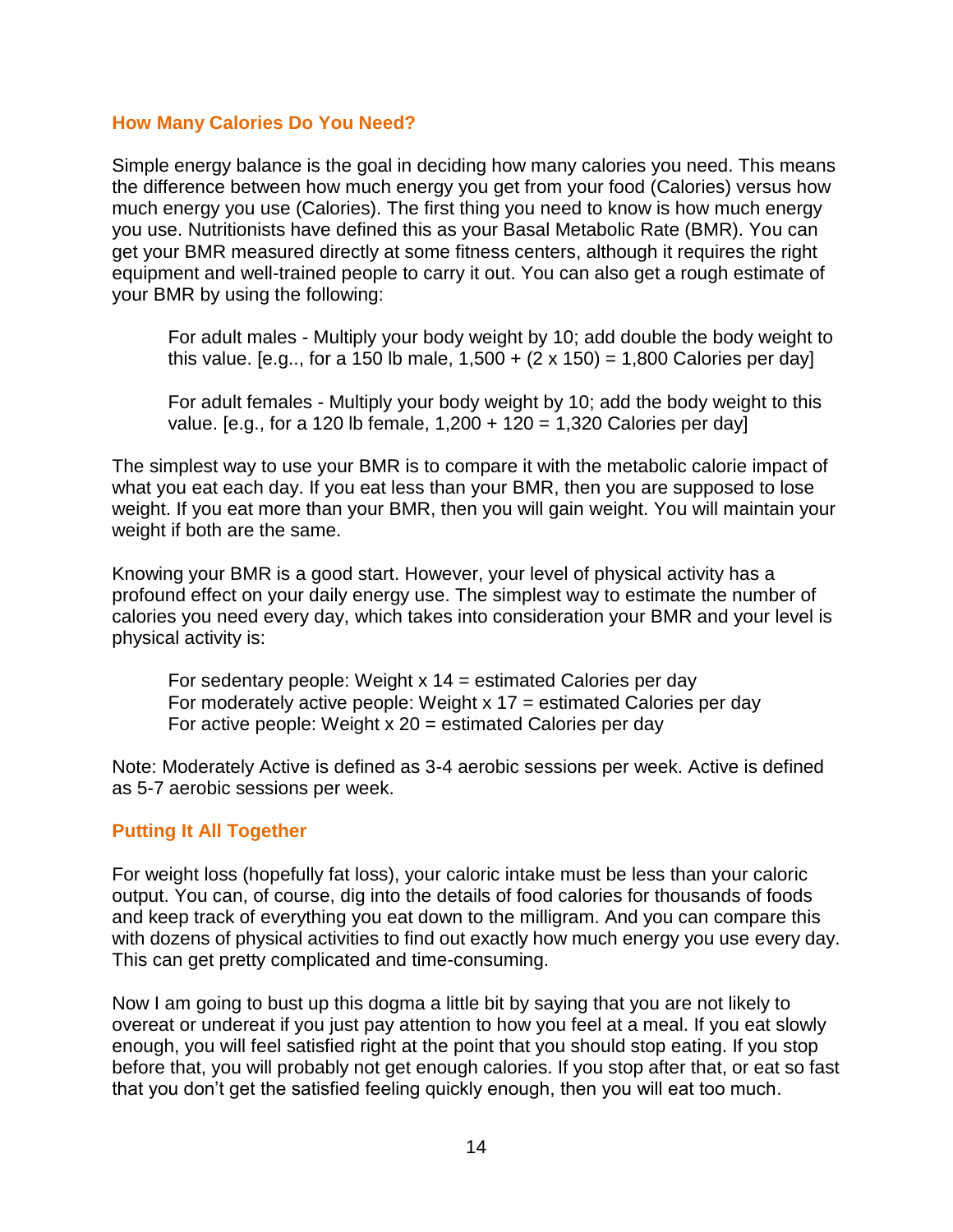## How Many Calories Do You Need?

Simple energy balance is the goal in deciding how many calories you need. This means the difference between how much energy you get from your food (Calories) versus how much energy you use (Calories). The first thing you need to know is how much energy you use. Nutritionists have defined this as your Basal Metabolic Rate (BMR). You can get your BMR measured directly at some fitness centers, although it requires the right equipment and well-trained people to carry it out. You can also get a rough estimate of your BMR by using the following:

> For adult males - Multiply your body weight by 10; add double the body weight to this value. [e.g.., for a 150 lb male, 1,500 + (2 x 150) = 1,800 Calories per day]
>
> For adult females - Multiply your body weight by 10; add the body weight to this value. [e.g., for a 120 lb female, 1,200 + 120 = 1,320 Calories per day]

The simplest way to use your BMR is to compare it with the metabolic calorie impact of what you eat each day. If you eat less than your BMR, then you are supposed to lose weight. If you eat more than your BMR, then you will gain weight. You will maintain your weight if both are the same.

Knowing your BMR is a good start. However, your level of physical activity has a profound effect on your daily energy use. The simplest way to estimate the number of calories you need every day, which takes into consideration your BMR and your level is physical activity is:

> For sedentary people: Weight x 14 = estimated Calories per day
> For moderately active people: Weight x 17 = estimated Calories per day
> For active people: Weight x 20 = estimated Calories per day

Note: Moderately Active is defined as 3-4 aerobic sessions per week. Active is defined as 5-7 aerobic sessions per week.

## Putting It All Together

For weight loss (hopefully fat loss), your caloric intake must be less than your caloric output. You can, of course, dig into the details of food calories for thousands of foods and keep track of everything you eat down to the milligram. And you can compare this with dozens of physical activities to find out exactly how much energy you use every day. This can get pretty complicated and time-consuming.

Now I am going to bust up this dogma a little bit by saying that you are not likely to overeat or undereat if you just pay attention to how you feel at a meal. If you eat slowly enough, you will feel satisfied right at the point that you should stop eating. If you stop before that, you will probably not get enough calories. If you stop after that, or eat so fast that you don't get the satisfied feeling quickly enough, then you will eat too much.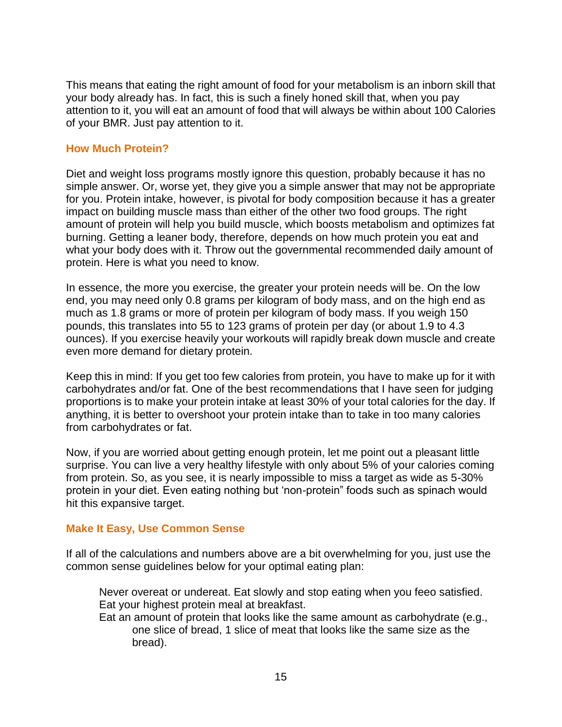This means that eating the right amount of food for your metabolism is an inborn skill that your body already has. In fact, this is such a finely honed skill that, when you pay attention to it, you will eat an amount of food that will always be within about 100 Calories of your BMR. Just pay attention to it.

### How Much Protein?

Diet and weight loss programs mostly ignore this question, probably because it has no simple answer. Or, worse yet, they give you a simple answer that may not be appropriate for you. Protein intake, however, is pivotal for body composition because it has a greater impact on building muscle mass than either of the other two food groups. The right amount of protein will help you build muscle, which boosts metabolism and optimizes fat burning. Getting a leaner body, therefore, depends on how much protein you eat and what your body does with it. Throw out the governmental recommended daily amount of protein. Here is what you need to know.

In essence, the more you exercise, the greater your protein needs will be. On the low end, you may need only 0.8 grams per kilogram of body mass, and on the high end as much as 1.8 grams or more of protein per kilogram of body mass. If you weigh 150 pounds, this translates into 55 to 123 grams of protein per day (or about 1.9 to 4.3 ounces). If you exercise heavily your workouts will rapidly break down muscle and create even more demand for dietary protein.

Keep this in mind: If you get too few calories from protein, you have to make up for it with carbohydrates and/or fat. One of the best recommendations that I have seen for judging proportions is to make your protein intake at least 30% of your total calories for the day. If anything, it is better to overshoot your protein intake than to take in too many calories from carbohydrates or fat.

Now, if you are worried about getting enough protein, let me point out a pleasant little surprise. You can live a very healthy lifestyle with only about 5% of your calories coming from protein. So, as you see, it is nearly impossible to miss a target as wide as 5-30% protein in your diet. Even eating nothing but 'non-protein" foods such as spinach would hit this expansive target.

### Make It Easy, Use Common Sense

If all of the calculations and numbers above are a bit overwhelming for you, just use the common sense guidelines below for your optimal eating plan:

- Never overeat or undereat. Eat slowly and stop eating when you feeo satisfied.
- Eat your highest protein meal at breakfast.
- Eat an amount of protein that looks like the same amount as carbohydrate (e.g., one slice of bread, 1 slice of meat that looks like the same size as the bread).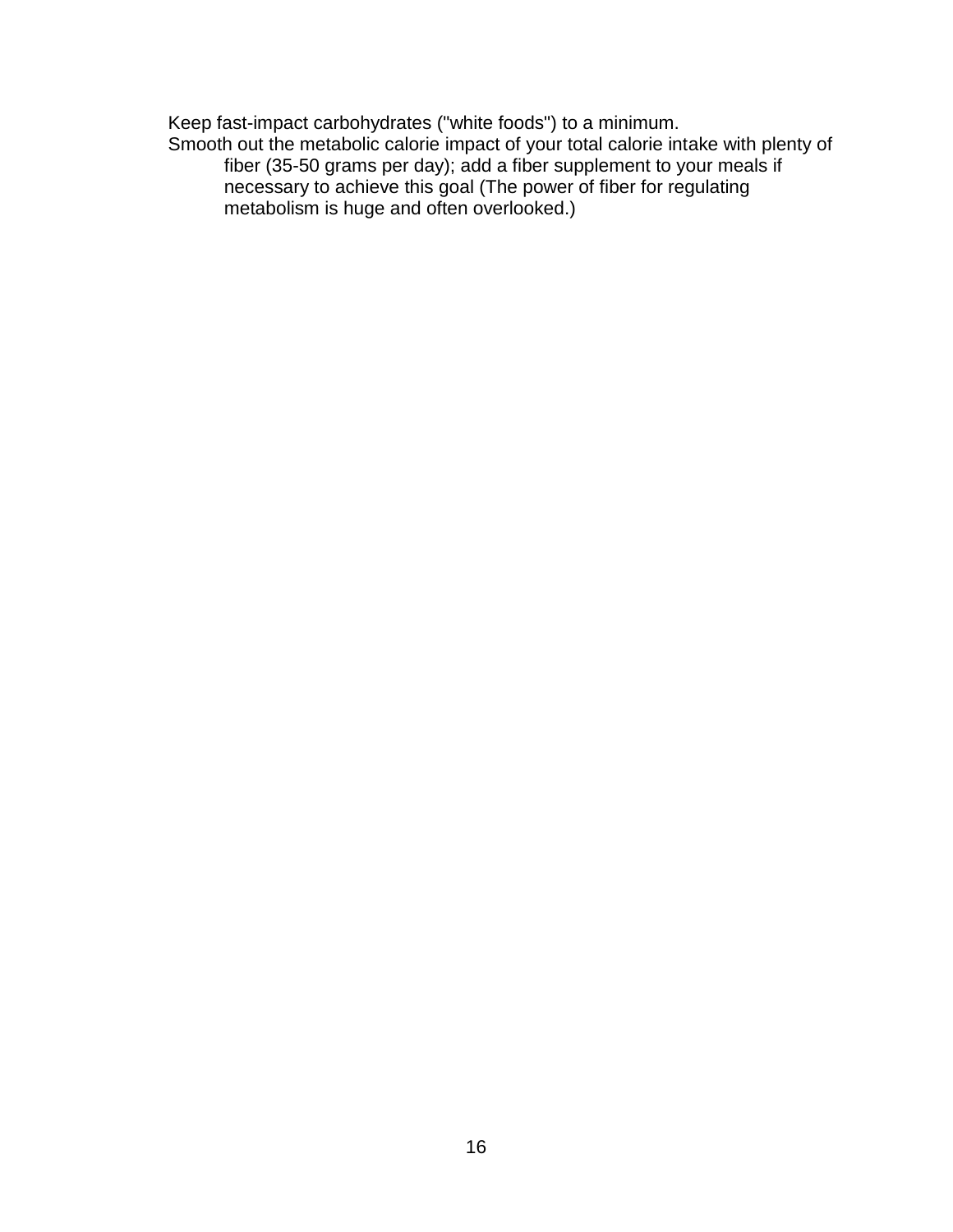Keep fast-impact carbohydrates ("white foods") to a minimum.

Smooth out the metabolic calorie impact of your total calorie intake with plenty of fiber (35-50 grams per day); add a fiber supplement to your meals if necessary to achieve this goal (The power of fiber for regulating metabolism is huge and often overlooked.)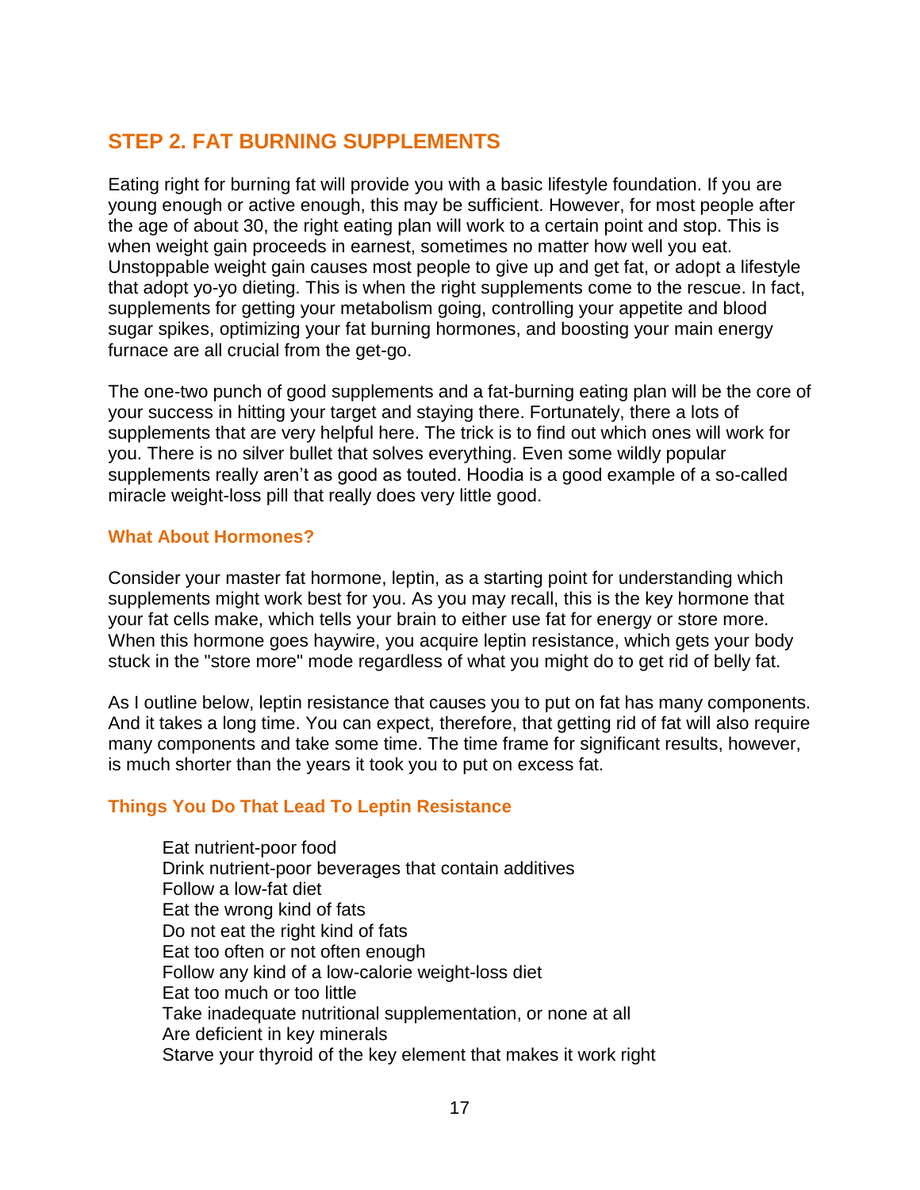## STEP 2. FAT BURNING SUPPLEMENTS

Eating right for burning fat will provide you with a basic lifestyle foundation. If you are young enough or active enough, this may be sufficient. However, for most people after the age of about 30, the right eating plan will work to a certain point and stop. This is when weight gain proceeds in earnest, sometimes no matter how well you eat. Unstoppable weight gain causes most people to give up and get fat, or adopt a lifestyle that adopt yo-yo dieting. This is when the right supplements come to the rescue. In fact, supplements for getting your metabolism going, controlling your appetite and blood sugar spikes, optimizing your fat burning hormones, and boosting your main energy furnace are all crucial from the get-go.

The one-two punch of good supplements and a fat-burning eating plan will be the core of your success in hitting your target and staying there. Fortunately, there a lots of supplements that are very helpful here. The trick is to find out which ones will work for you. There is no silver bullet that solves everything. Even some wildly popular supplements really aren't as good as touted. Hoodia is a good example of a so-called miracle weight-loss pill that really does very little good.

### What About Hormones?

Consider your master fat hormone, leptin, as a starting point for understanding which supplements might work best for you. As you may recall, this is the key hormone that your fat cells make, which tells your brain to either use fat for energy or store more. When this hormone goes haywire, you acquire leptin resistance, which gets your body stuck in the "store more" mode regardless of what you might do to get rid of belly fat.

As I outline below, leptin resistance that causes you to put on fat has many components. And it takes a long time. You can expect, therefore, that getting rid of fat will also require many components and take some time. The time frame for significant results, however, is much shorter than the years it took you to put on excess fat.

### Things You Do That Lead To Leptin Resistance

- Eat nutrient-poor food
- Drink nutrient-poor beverages that contain additives
- Follow a low-fat diet
- Eat the wrong kind of fats
- Do not eat the right kind of fats
- Eat too often or not often enough
- Follow any kind of a low-calorie weight-loss diet
- Eat too much or too little
- Take inadequate nutritional supplementation, or none at all
- Are deficient in key minerals
- Starve your thyroid of the key element that makes it work right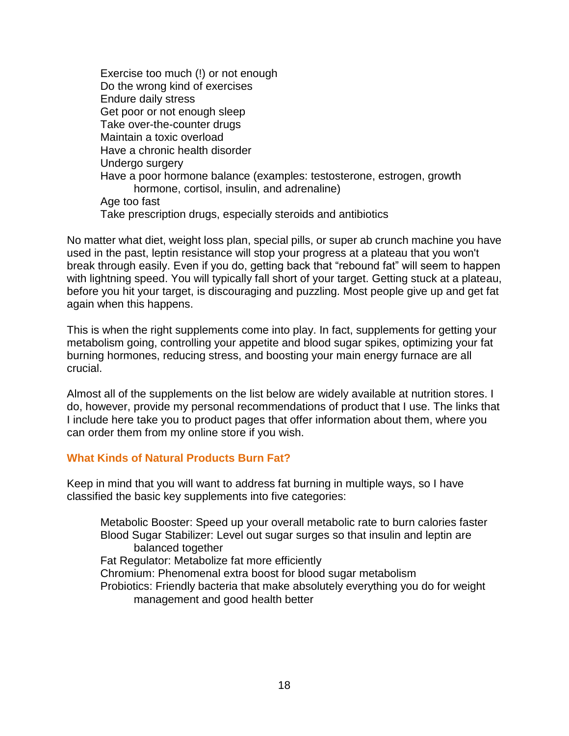- Exercise too much (!) or not enough
- Do the wrong kind of exercises
- Endure daily stress
- Get poor or not enough sleep
- Take over-the-counter drugs
- Maintain a toxic overload
- Have a chronic health disorder
- Undergo surgery
- Have a poor hormone balance (examples: testosterone, estrogen, growth hormone, cortisol, insulin, and adrenaline)
- Age too fast
- Take prescription drugs, especially steroids and antibiotics

No matter what diet, weight loss plan, special pills, or super ab crunch machine you have used in the past, leptin resistance will stop your progress at a plateau that you won't break through easily. Even if you do, getting back that "rebound fat" will seem to happen with lightning speed. You will typically fall short of your target. Getting stuck at a plateau, before you hit your target, is discouraging and puzzling. Most people give up and get fat again when this happens.

This is when the right supplements come into play. In fact, supplements for getting your metabolism going, controlling your appetite and blood sugar spikes, optimizing your fat burning hormones, reducing stress, and boosting your main energy furnace are all crucial.

Almost all of the supplements on the list below are widely available at nutrition stores. I do, however, provide my personal recommendations of product that I use. The links that I include here take you to product pages that offer information about them, where you can order them from my online store if you wish.

### What Kinds of Natural Products Burn Fat?

Keep in mind that you will want to address fat burning in multiple ways, so I have classified the basic key supplements into five categories:

- Metabolic Booster: Speed up your overall metabolic rate to burn calories faster
- Blood Sugar Stabilizer: Level out sugar surges so that insulin and leptin are balanced together
- Fat Regulator: Metabolize fat more efficiently
- Chromium: Phenomenal extra boost for blood sugar metabolism
- Probiotics: Friendly bacteria that make absolutely everything you do for weight management and good health better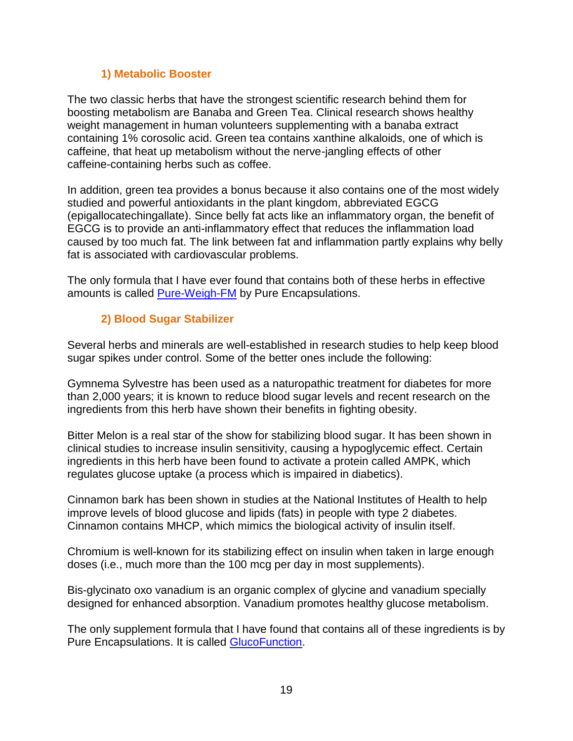### 1) Metabolic Booster

The two classic herbs that have the strongest scientific research behind them for boosting metabolism are Banaba and Green Tea. Clinical research shows healthy weight management in human volunteers supplementing with a banaba extract containing 1% corosolic acid. Green tea contains xanthine alkaloids, one of which is caffeine, that heat up metabolism without the nerve-jangling effects of other caffeine-containing herbs such as coffee.

In addition, green tea provides a bonus because it also contains one of the most widely studied and powerful antioxidants in the plant kingdom, abbreviated EGCG (epigallocatechingallate). Since belly fat acts like an inflammatory organ, the benefit of EGCG is to provide an anti-inflammatory effect that reduces the inflammation load caused by too much fat. The link between fat and inflammation partly explains why belly fat is associated with cardiovascular problems.

The only formula that I have ever found that contains both of these herbs in effective amounts is called Pure-Weigh-FM by Pure Encapsulations.

### 2) Blood Sugar Stabilizer

Several herbs and minerals are well-established in research studies to help keep blood sugar spikes under control. Some of the better ones include the following:

Gymnema Sylvestre has been used as a naturopathic treatment for diabetes for more than 2,000 years; it is known to reduce blood sugar levels and recent research on the ingredients from this herb have shown their benefits in fighting obesity.

Bitter Melon is a real star of the show for stabilizing blood sugar. It has been shown in clinical studies to increase insulin sensitivity, causing a hypoglycemic effect. Certain ingredients in this herb have been found to activate a protein called AMPK, which regulates glucose uptake (a process which is impaired in diabetics).

Cinnamon bark has been shown in studies at the National Institutes of Health to help improve levels of blood glucose and lipids (fats) in people with type 2 diabetes. Cinnamon contains MHCP, which mimics the biological activity of insulin itself.

Chromium is well-known for its stabilizing effect on insulin when taken in large enough doses (i.e., much more than the 100 mcg per day in most supplements).

Bis-glycinato oxo vanadium is an organic complex of glycine and vanadium specially designed for enhanced absorption. Vanadium promotes healthy glucose metabolism.

The only supplement formula that I have found that contains all of these ingredients is by Pure Encapsulations. It is called GlucoFunction.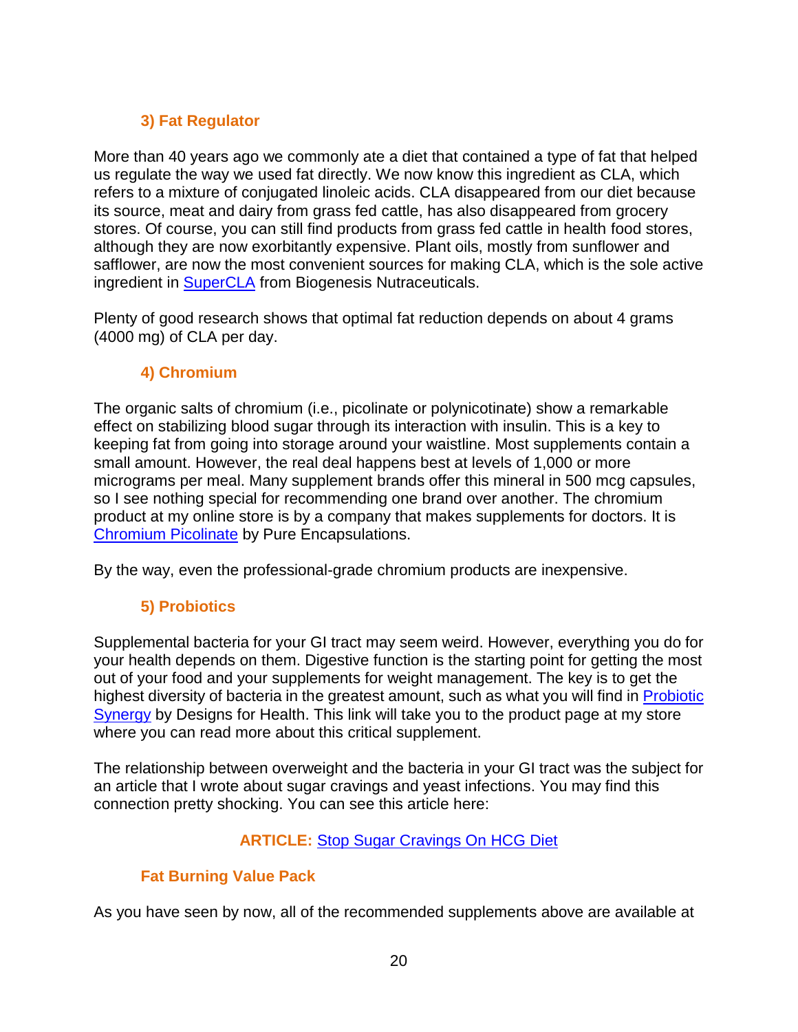### 3) Fat Regulator

More than 40 years ago we commonly ate a diet that contained a type of fat that helped us regulate the way we used fat directly. We now know this ingredient as CLA, which refers to a mixture of conjugated linoleic acids. CLA disappeared from our diet because its source, meat and dairy from grass fed cattle, has also disappeared from grocery stores. Of course, you can still find products from grass fed cattle in health food stores, although they are now exorbitantly expensive. Plant oils, mostly from sunflower and safflower, are now the most convenient sources for making CLA, which is the sole active ingredient in SuperCLA from Biogenesis Nutraceuticals.

Plenty of good research shows that optimal fat reduction depends on about 4 grams (4000 mg) of CLA per day.

### 4) Chromium

The organic salts of chromium (i.e., picolinate or polynicotinate) show a remarkable effect on stabilizing blood sugar through its interaction with insulin. This is a key to keeping fat from going into storage around your waistline. Most supplements contain a small amount. However, the real deal happens best at levels of 1,000 or more micrograms per meal. Many supplement brands offer this mineral in 500 mcg capsules, so I see nothing special for recommending one brand over another. The chromium product at my online store is by a company that makes supplements for doctors. It is Chromium Picolinate by Pure Encapsulations.

By the way, even the professional-grade chromium products are inexpensive.

### 5) Probiotics

Supplemental bacteria for your GI tract may seem weird. However, everything you do for your health depends on them. Digestive function is the starting point for getting the most out of your food and your supplements for weight management. The key is to get the highest diversity of bacteria in the greatest amount, such as what you will find in Probiotic Synergy by Designs for Health. This link will take you to the product page at my store where you can read more about this critical supplement.

The relationship between overweight and the bacteria in your GI tract was the subject for an article that I wrote about sugar cravings and yeast infections. You may find this connection pretty shocking. You can see this article here:

**ARTICLE:** Stop Sugar Cravings On HCG Diet

### Fat Burning Value Pack

As you have seen by now, all of the recommended supplements above are available at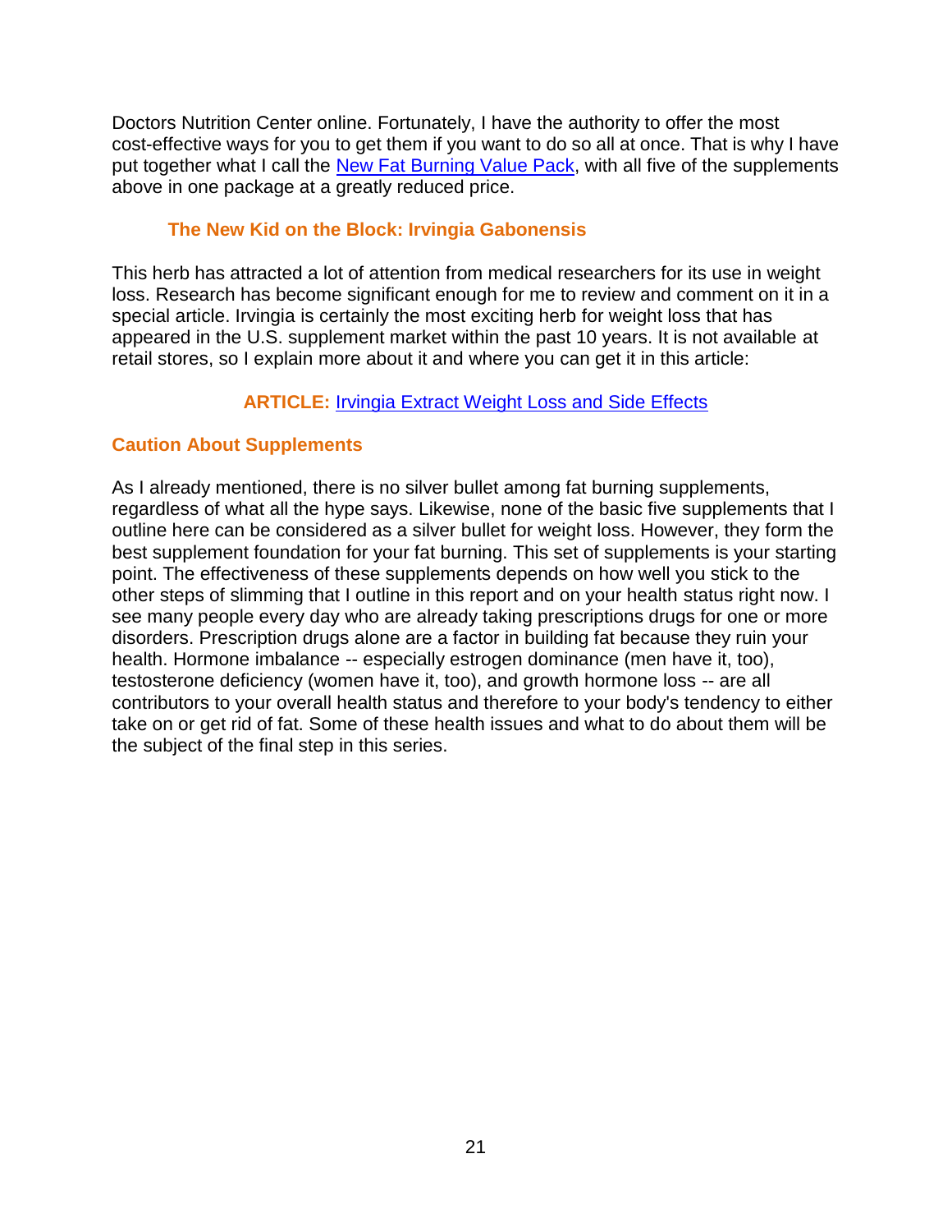Doctors Nutrition Center online. Fortunately, I have the authority to offer the most cost-effective ways for you to get them if you want to do so all at once. That is why I have put together what I call the New Fat Burning Value Pack, with all five of the supplements above in one package at a greatly reduced price.

### The New Kid on the Block: Irvingia Gabonensis

This herb has attracted a lot of attention from medical researchers for its use in weight loss. Research has become significant enough for me to review and comment on it in a special article. Irvingia is certainly the most exciting herb for weight loss that has appeared in the U.S. supplement market within the past 10 years. It is not available at retail stores, so I explain more about it and where you can get it in this article:

**ARTICLE:** Irvingia Extract Weight Loss and Side Effects

### Caution About Supplements

As I already mentioned, there is no silver bullet among fat burning supplements, regardless of what all the hype says. Likewise, none of the basic five supplements that I outline here can be considered as a silver bullet for weight loss. However, they form the best supplement foundation for your fat burning. This set of supplements is your starting point. The effectiveness of these supplements depends on how well you stick to the other steps of slimming that I outline in this report and on your health status right now. I see many people every day who are already taking prescriptions drugs for one or more disorders. Prescription drugs alone are a factor in building fat because they ruin your health. Hormone imbalance -- especially estrogen dominance (men have it, too), testosterone deficiency (women have it, too), and growth hormone loss -- are all contributors to your overall health status and therefore to your body's tendency to either take on or get rid of fat. Some of these health issues and what to do about them will be the subject of the final step in this series.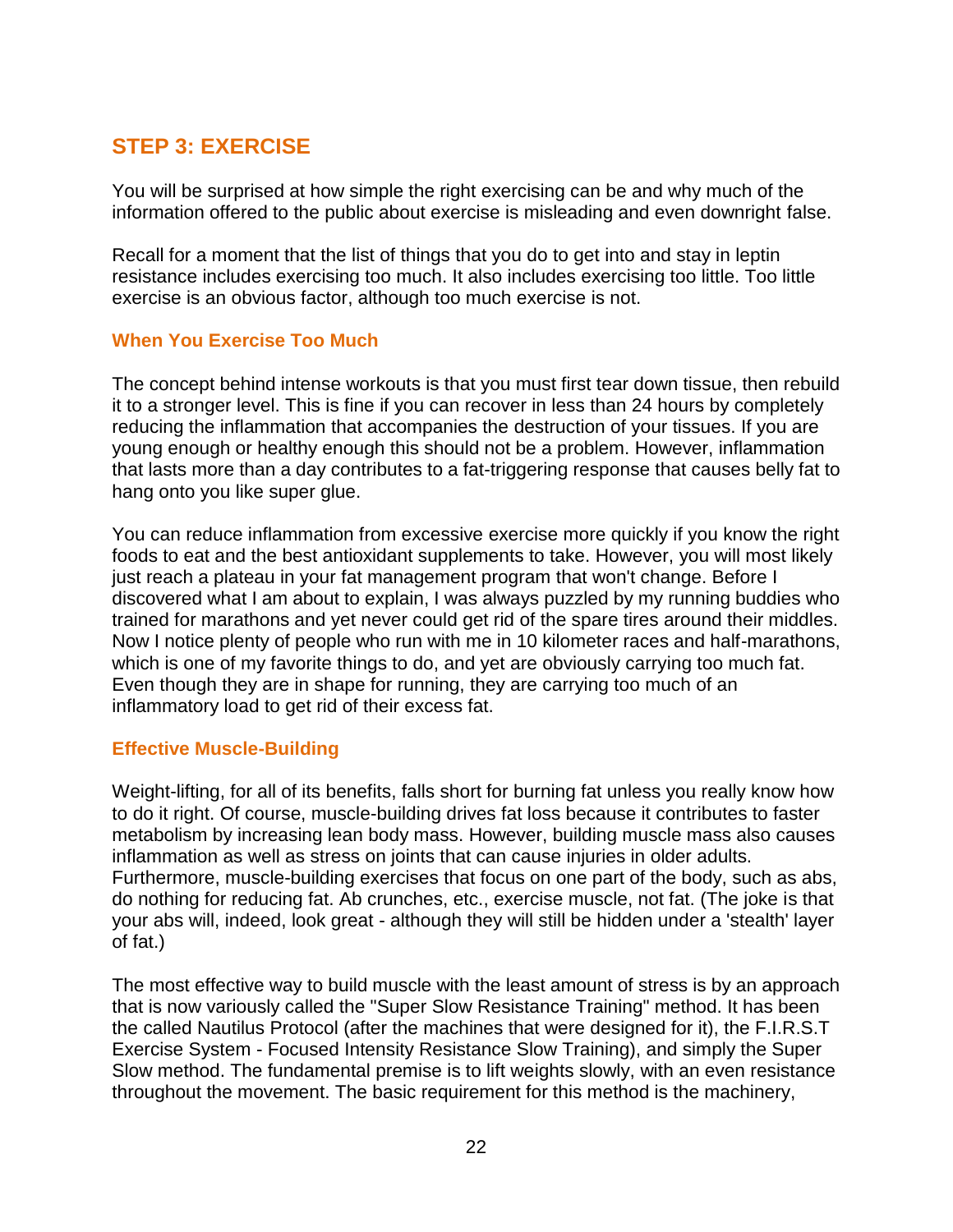## STEP 3: EXERCISE

You will be surprised at how simple the right exercising can be and why much of the information offered to the public about exercise is misleading and even downright false.

Recall for a moment that the list of things that you do to get into and stay in leptin resistance includes exercising too much. It also includes exercising too little. Too little exercise is an obvious factor, although too much exercise is not.

### When You Exercise Too Much

The concept behind intense workouts is that you must first tear down tissue, then rebuild it to a stronger level. This is fine if you can recover in less than 24 hours by completely reducing the inflammation that accompanies the destruction of your tissues. If you are young enough or healthy enough this should not be a problem. However, inflammation that lasts more than a day contributes to a fat-triggering response that causes belly fat to hang onto you like super glue.

You can reduce inflammation from excessive exercise more quickly if you know the right foods to eat and the best antioxidant supplements to take. However, you will most likely just reach a plateau in your fat management program that won't change. Before I discovered what I am about to explain, I was always puzzled by my running buddies who trained for marathons and yet never could get rid of the spare tires around their middles. Now I notice plenty of people who run with me in 10 kilometer races and half-marathons, which is one of my favorite things to do, and yet are obviously carrying too much fat. Even though they are in shape for running, they are carrying too much of an inflammatory load to get rid of their excess fat.

### Effective Muscle-Building

Weight-lifting, for all of its benefits, falls short for burning fat unless you really know how to do it right. Of course, muscle-building drives fat loss because it contributes to faster metabolism by increasing lean body mass. However, building muscle mass also causes inflammation as well as stress on joints that can cause injuries in older adults. Furthermore, muscle-building exercises that focus on one part of the body, such as abs, do nothing for reducing fat. Ab crunches, etc., exercise muscle, not fat. (The joke is that your abs will, indeed, look great - although they will still be hidden under a 'stealth' layer of fat.)

The most effective way to build muscle with the least amount of stress is by an approach that is now variously called the "Super Slow Resistance Training" method. It has been the called Nautilus Protocol (after the machines that were designed for it), the F.I.R.S.T Exercise System - Focused Intensity Resistance Slow Training), and simply the Super Slow method. The fundamental premise is to lift weights slowly, with an even resistance throughout the movement. The basic requirement for this method is the machinery,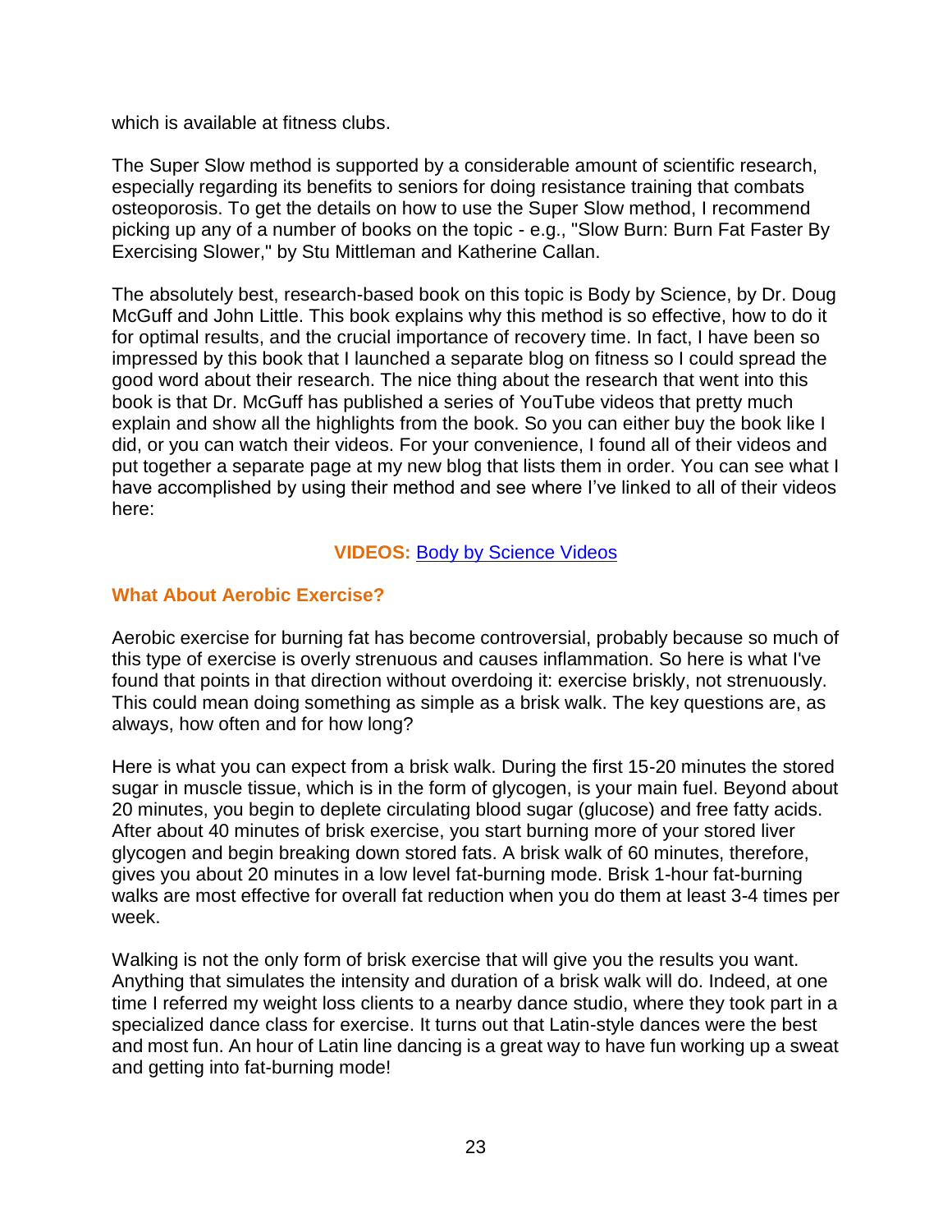which is available at fitness clubs.

The Super Slow method is supported by a considerable amount of scientific research, especially regarding its benefits to seniors for doing resistance training that combats osteoporosis. To get the details on how to use the Super Slow method, I recommend picking up any of a number of books on the topic - e.g., "Slow Burn: Burn Fat Faster By Exercising Slower," by Stu Mittleman and Katherine Callan.

The absolutely best, research-based book on this topic is Body by Science, by Dr. Doug McGuff and John Little. This book explains why this method is so effective, how to do it for optimal results, and the crucial importance of recovery time. In fact, I have been so impressed by this book that I launched a separate blog on fitness so I could spread the good word about their research. The nice thing about the research that went into this book is that Dr. McGuff has published a series of YouTube videos that pretty much explain and show all the highlights from the book. So you can either buy the book like I did, or you can watch their videos. For your convenience, I found all of their videos and put together a separate page at my new blog that lists them in order. You can see what I have accomplished by using their method and see where I've linked to all of their videos here:

**VIDEOS:** Body by Science Videos

### What About Aerobic Exercise?

Aerobic exercise for burning fat has become controversial, probably because so much of this type of exercise is overly strenuous and causes inflammation. So here is what I've found that points in that direction without overdoing it: exercise briskly, not strenuously. This could mean doing something as simple as a brisk walk. The key questions are, as always, how often and for how long?

Here is what you can expect from a brisk walk. During the first 15-20 minutes the stored sugar in muscle tissue, which is in the form of glycogen, is your main fuel. Beyond about 20 minutes, you begin to deplete circulating blood sugar (glucose) and free fatty acids. After about 40 minutes of brisk exercise, you start burning more of your stored liver glycogen and begin breaking down stored fats. A brisk walk of 60 minutes, therefore, gives you about 20 minutes in a low level fat-burning mode. Brisk 1-hour fat-burning walks are most effective for overall fat reduction when you do them at least 3-4 times per week.

Walking is not the only form of brisk exercise that will give you the results you want. Anything that simulates the intensity and duration of a brisk walk will do. Indeed, at one time I referred my weight loss clients to a nearby dance studio, where they took part in a specialized dance class for exercise. It turns out that Latin-style dances were the best and most fun. An hour of Latin line dancing is a great way to have fun working up a sweat and getting into fat-burning mode!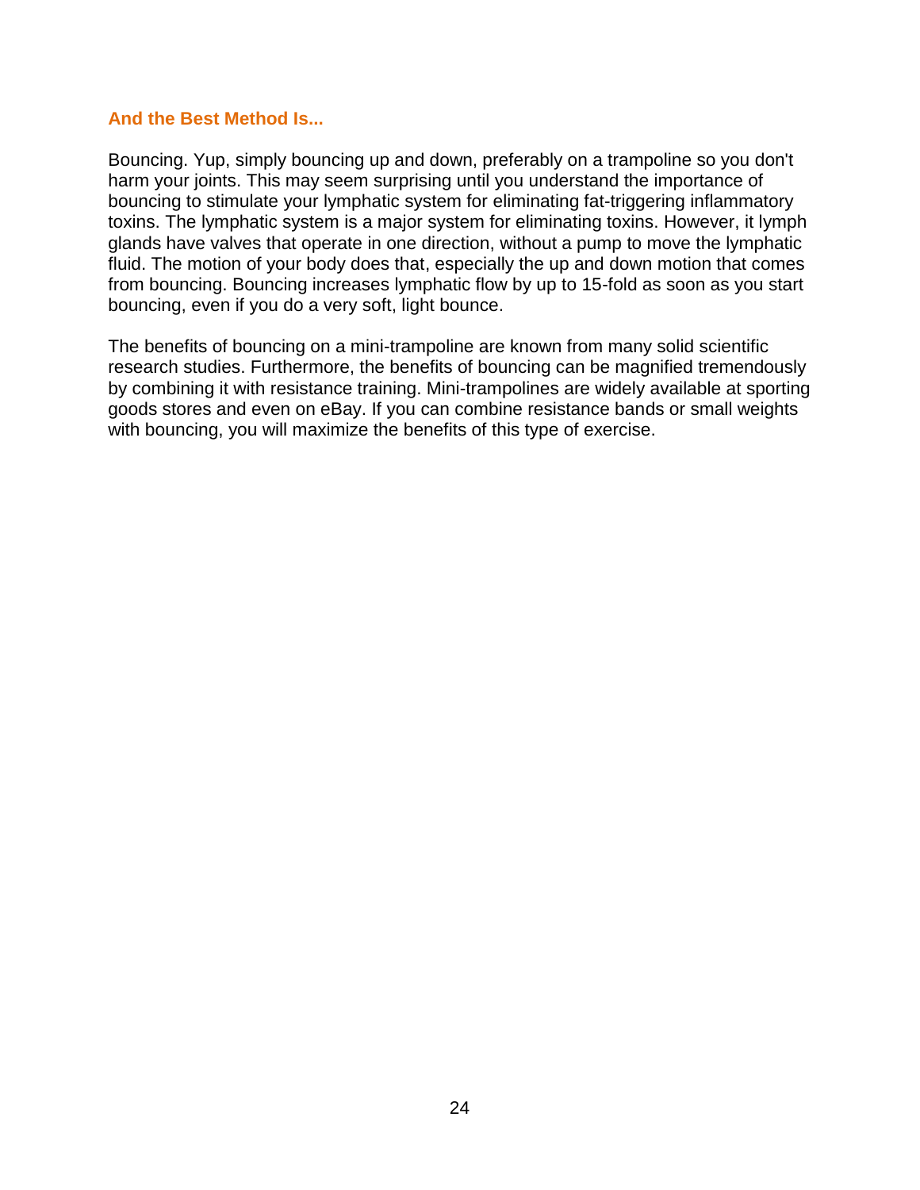### And the Best Method Is...

Bouncing. Yup, simply bouncing up and down, preferably on a trampoline so you don't harm your joints. This may seem surprising until you understand the importance of bouncing to stimulate your lymphatic system for eliminating fat-triggering inflammatory toxins. The lymphatic system is a major system for eliminating toxins. However, it lymph glands have valves that operate in one direction, without a pump to move the lymphatic fluid. The motion of your body does that, especially the up and down motion that comes from bouncing. Bouncing increases lymphatic flow by up to 15-fold as soon as you start bouncing, even if you do a very soft, light bounce.

The benefits of bouncing on a mini-trampoline are known from many solid scientific research studies. Furthermore, the benefits of bouncing can be magnified tremendously by combining it with resistance training. Mini-trampolines are widely available at sporting goods stores and even on eBay. If you can combine resistance bands or small weights with bouncing, you will maximize the benefits of this type of exercise.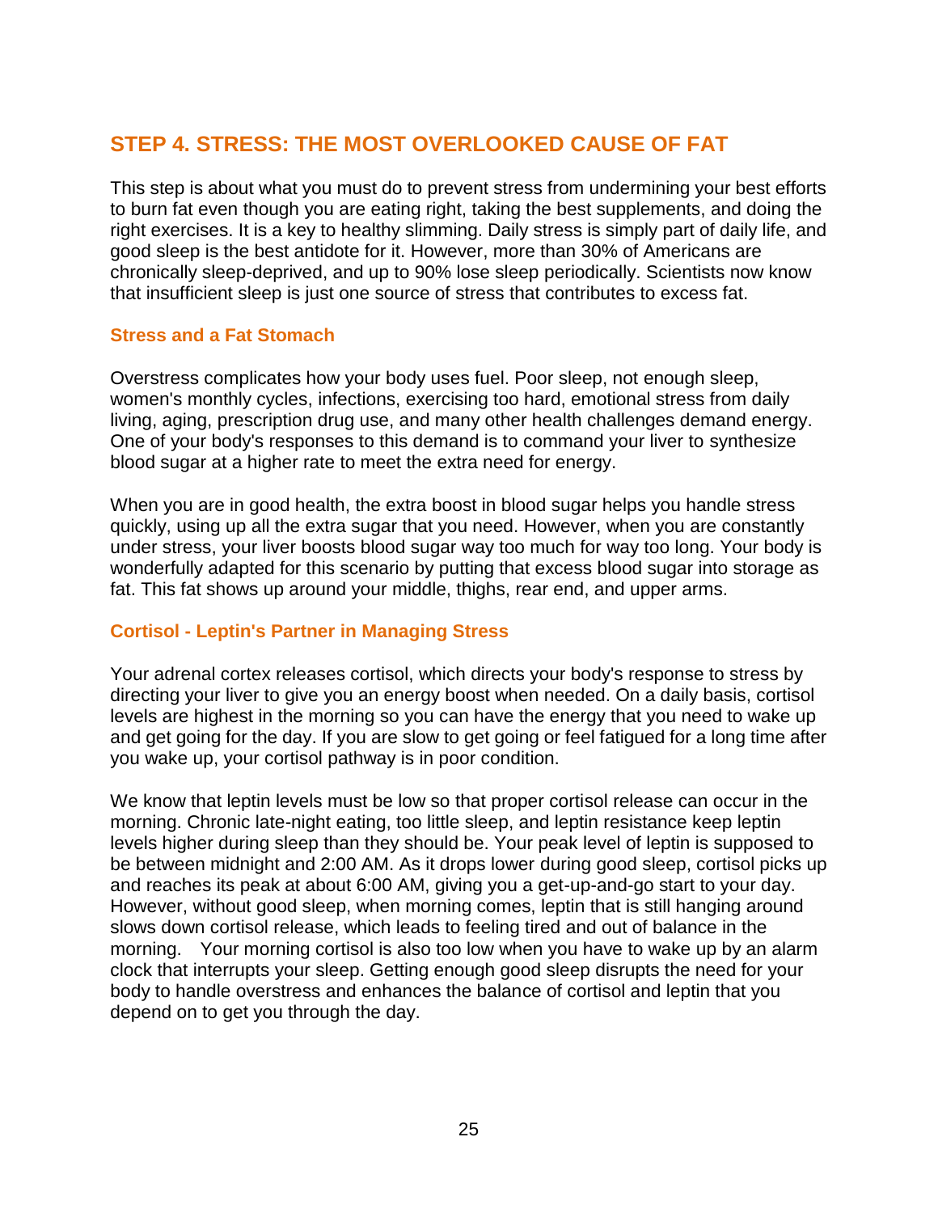## STEP 4. STRESS: THE MOST OVERLOOKED CAUSE OF FAT

This step is about what you must do to prevent stress from undermining your best efforts to burn fat even though you are eating right, taking the best supplements, and doing the right exercises. It is a key to healthy slimming. Daily stress is simply part of daily life, and good sleep is the best antidote for it. However, more than 30% of Americans are chronically sleep-deprived, and up to 90% lose sleep periodically. Scientists now know that insufficient sleep is just one source of stress that contributes to excess fat.

### Stress and a Fat Stomach

Overstress complicates how your body uses fuel. Poor sleep, not enough sleep, women's monthly cycles, infections, exercising too hard, emotional stress from daily living, aging, prescription drug use, and many other health challenges demand energy. One of your body's responses to this demand is to command your liver to synthesize blood sugar at a higher rate to meet the extra need for energy.

When you are in good health, the extra boost in blood sugar helps you handle stress quickly, using up all the extra sugar that you need. However, when you are constantly under stress, your liver boosts blood sugar way too much for way too long. Your body is wonderfully adapted for this scenario by putting that excess blood sugar into storage as fat. This fat shows up around your middle, thighs, rear end, and upper arms.

### Cortisol - Leptin's Partner in Managing Stress

Your adrenal cortex releases cortisol, which directs your body's response to stress by directing your liver to give you an energy boost when needed. On a daily basis, cortisol levels are highest in the morning so you can have the energy that you need to wake up and get going for the day. If you are slow to get going or feel fatigued for a long time after you wake up, your cortisol pathway is in poor condition.

We know that leptin levels must be low so that proper cortisol release can occur in the morning. Chronic late-night eating, too little sleep, and leptin resistance keep leptin levels higher during sleep than they should be. Your peak level of leptin is supposed to be between midnight and 2:00 AM. As it drops lower during good sleep, cortisol picks up and reaches its peak at about 6:00 AM, giving you a get-up-and-go start to your day. However, without good sleep, when morning comes, leptin that is still hanging around slows down cortisol release, which leads to feeling tired and out of balance in the morning. Your morning cortisol is also too low when you have to wake up by an alarm clock that interrupts your sleep. Getting enough good sleep disrupts the need for your body to handle overstress and enhances the balance of cortisol and leptin that you depend on to get you through the day.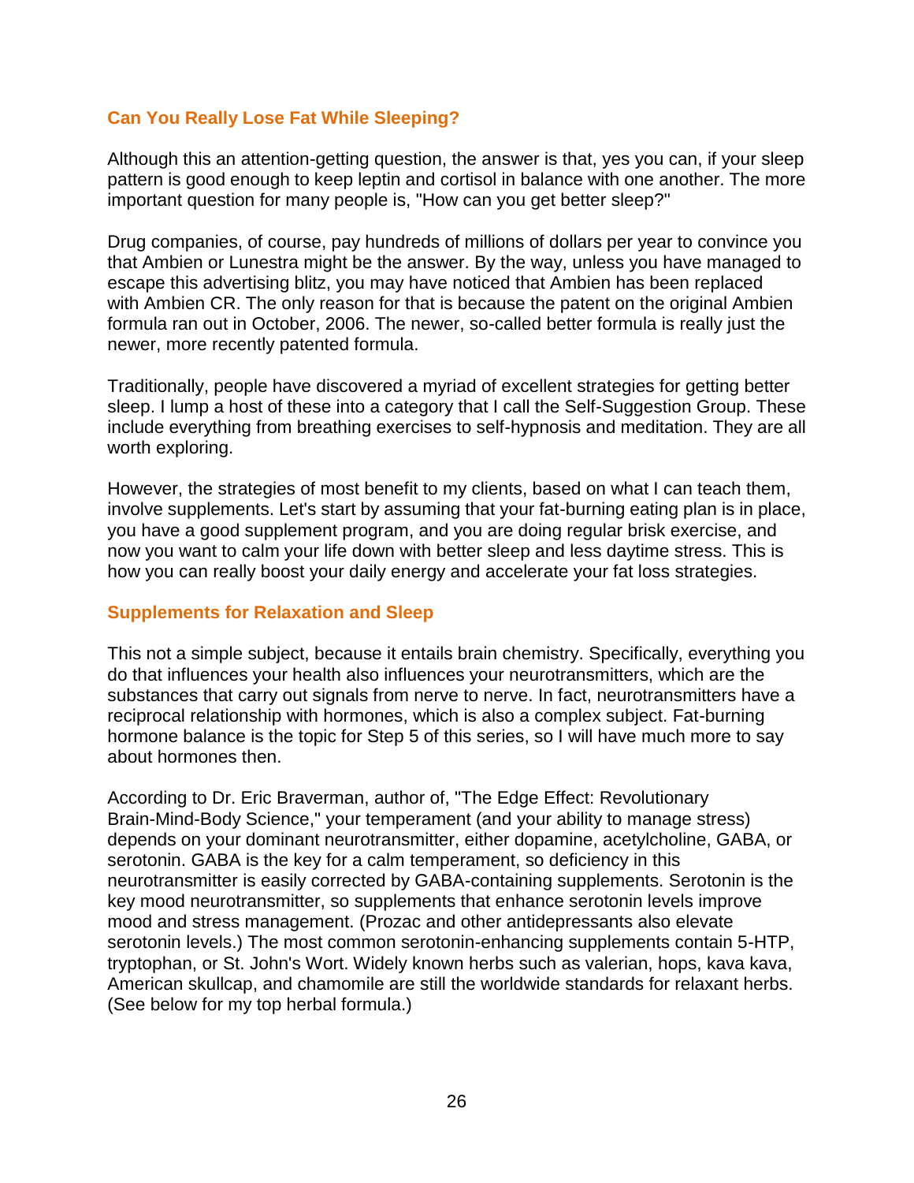## Can You Really Lose Fat While Sleeping?

Although this an attention-getting question, the answer is that, yes you can, if your sleep pattern is good enough to keep leptin and cortisol in balance with one another. The more important question for many people is, "How can you get better sleep?"

Drug companies, of course, pay hundreds of millions of dollars per year to convince you that Ambien or Lunestra might be the answer. By the way, unless you have managed to escape this advertising blitz, you may have noticed that Ambien has been replaced with Ambien CR. The only reason for that is because the patent on the original Ambien formula ran out in October, 2006. The newer, so-called better formula is really just the newer, more recently patented formula.

Traditionally, people have discovered a myriad of excellent strategies for getting better sleep. I lump a host of these into a category that I call the Self-Suggestion Group. These include everything from breathing exercises to self-hypnosis and meditation. They are all worth exploring.

However, the strategies of most benefit to my clients, based on what I can teach them, involve supplements. Let's start by assuming that your fat-burning eating plan is in place, you have a good supplement program, and you are doing regular brisk exercise, and now you want to calm your life down with better sleep and less daytime stress. This is how you can really boost your daily energy and accelerate your fat loss strategies.

## Supplements for Relaxation and Sleep

This not a simple subject, because it entails brain chemistry. Specifically, everything you do that influences your health also influences your neurotransmitters, which are the substances that carry out signals from nerve to nerve. In fact, neurotransmitters have a reciprocal relationship with hormones, which is also a complex subject. Fat-burning hormone balance is the topic for Step 5 of this series, so I will have much more to say about hormones then.

According to Dr. Eric Braverman, author of, "The Edge Effect: Revolutionary Brain-Mind-Body Science," your temperament (and your ability to manage stress) depends on your dominant neurotransmitter, either dopamine, acetylcholine, GABA, or serotonin. GABA is the key for a calm temperament, so deficiency in this neurotransmitter is easily corrected by GABA-containing supplements. Serotonin is the key mood neurotransmitter, so supplements that enhance serotonin levels improve mood and stress management. (Prozac and other antidepressants also elevate serotonin levels.) The most common serotonin-enhancing supplements contain 5-HTP, tryptophan, or St. John's Wort. Widely known herbs such as valerian, hops, kava kava, American skullcap, and chamomile are still the worldwide standards for relaxant herbs. (See below for my top herbal formula.)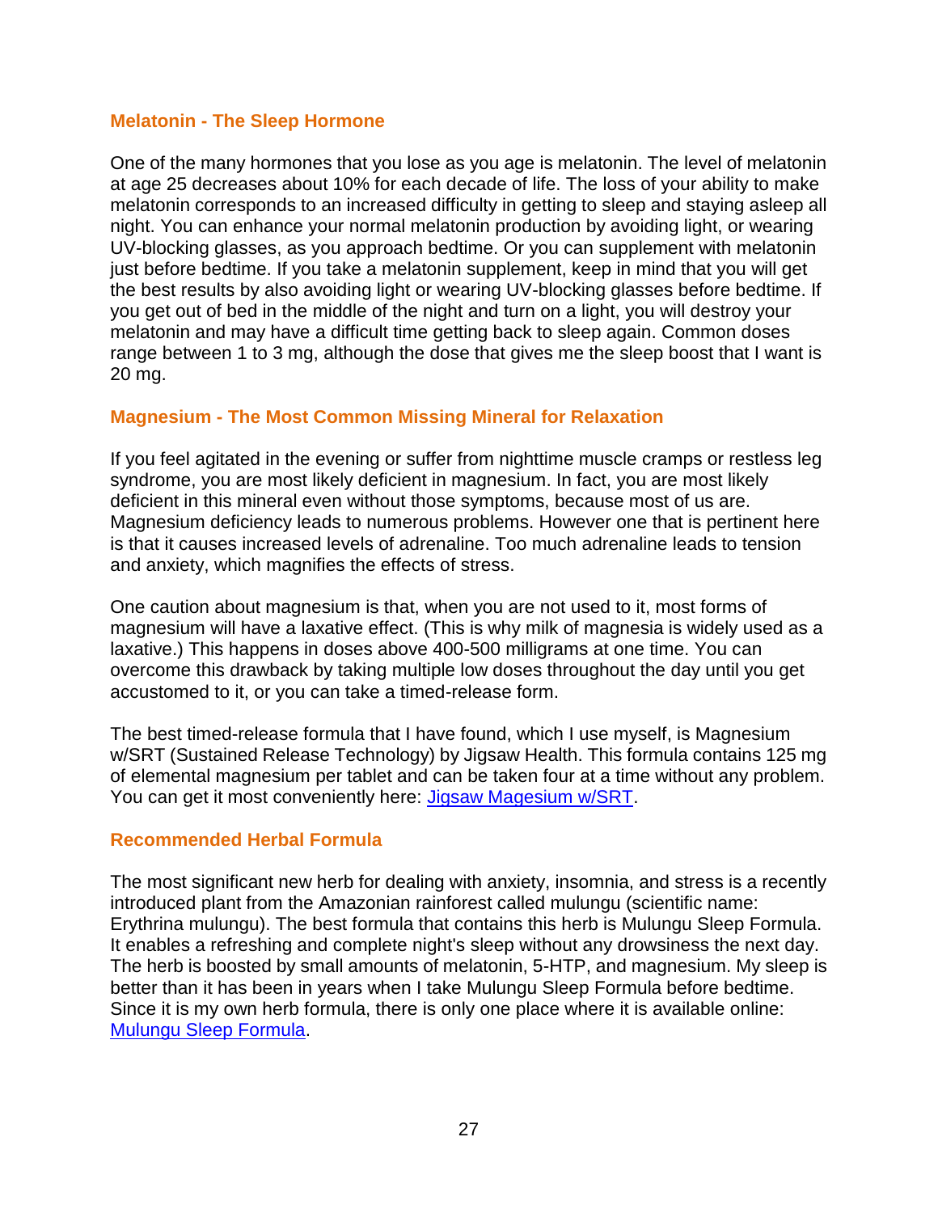### Melatonin - The Sleep Hormone

One of the many hormones that you lose as you age is melatonin. The level of melatonin at age 25 decreases about 10% for each decade of life. The loss of your ability to make melatonin corresponds to an increased difficulty in getting to sleep and staying asleep all night. You can enhance your normal melatonin production by avoiding light, or wearing UV-blocking glasses, as you approach bedtime. Or you can supplement with melatonin just before bedtime. If you take a melatonin supplement, keep in mind that you will get the best results by also avoiding light or wearing UV-blocking glasses before bedtime. If you get out of bed in the middle of the night and turn on a light, you will destroy your melatonin and may have a difficult time getting back to sleep again. Common doses range between 1 to 3 mg, although the dose that gives me the sleep boost that I want is 20 mg.

### Magnesium - The Most Common Missing Mineral for Relaxation

If you feel agitated in the evening or suffer from nighttime muscle cramps or restless leg syndrome, you are most likely deficient in magnesium. In fact, you are most likely deficient in this mineral even without those symptoms, because most of us are. Magnesium deficiency leads to numerous problems. However one that is pertinent here is that it causes increased levels of adrenaline. Too much adrenaline leads to tension and anxiety, which magnifies the effects of stress.

One caution about magnesium is that, when you are not used to it, most forms of magnesium will have a laxative effect. (This is why milk of magnesia is widely used as a laxative.) This happens in doses above 400-500 milligrams at one time. You can overcome this drawback by taking multiple low doses throughout the day until you get accustomed to it, or you can take a timed-release form.

The best timed-release formula that I have found, which I use myself, is Magnesium w/SRT (Sustained Release Technology) by Jigsaw Health. This formula contains 125 mg of elemental magnesium per tablet and can be taken four at a time without any problem. You can get it most conveniently here: Jigsaw Magesium w/SRT.

### Recommended Herbal Formula

The most significant new herb for dealing with anxiety, insomnia, and stress is a recently introduced plant from the Amazonian rainforest called mulungu (scientific name: Erythrina mulungu). The best formula that contains this herb is Mulungu Sleep Formula. It enables a refreshing and complete night's sleep without any drowsiness the next day. The herb is boosted by small amounts of melatonin, 5-HTP, and magnesium. My sleep is better than it has been in years when I take Mulungu Sleep Formula before bedtime. Since it is my own herb formula, there is only one place where it is available online: Mulungu Sleep Formula.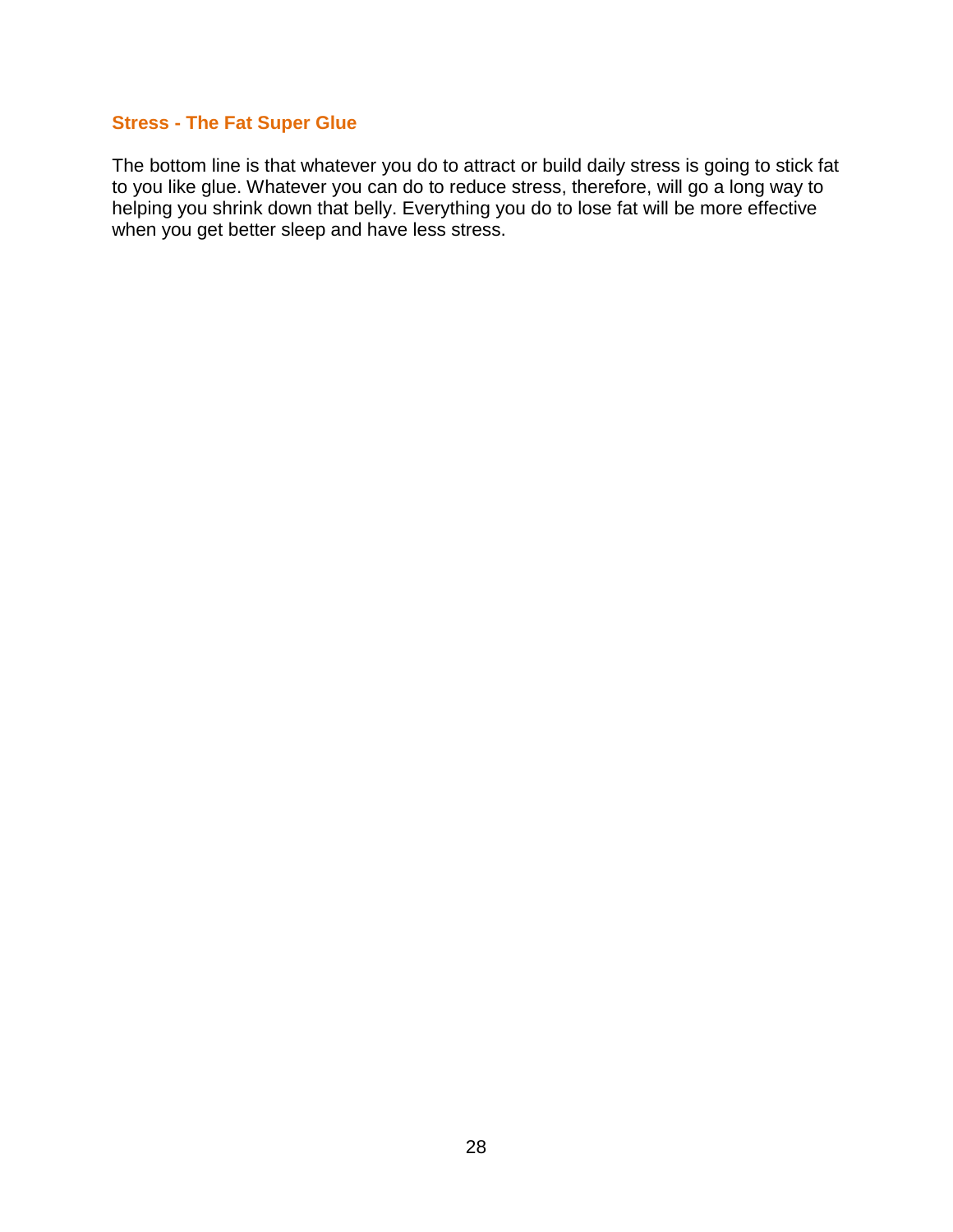### Stress - The Fat Super Glue

The bottom line is that whatever you do to attract or build daily stress is going to stick fat to you like glue. Whatever you can do to reduce stress, therefore, will go a long way to helping you shrink down that belly. Everything you do to lose fat will be more effective when you get better sleep and have less stress.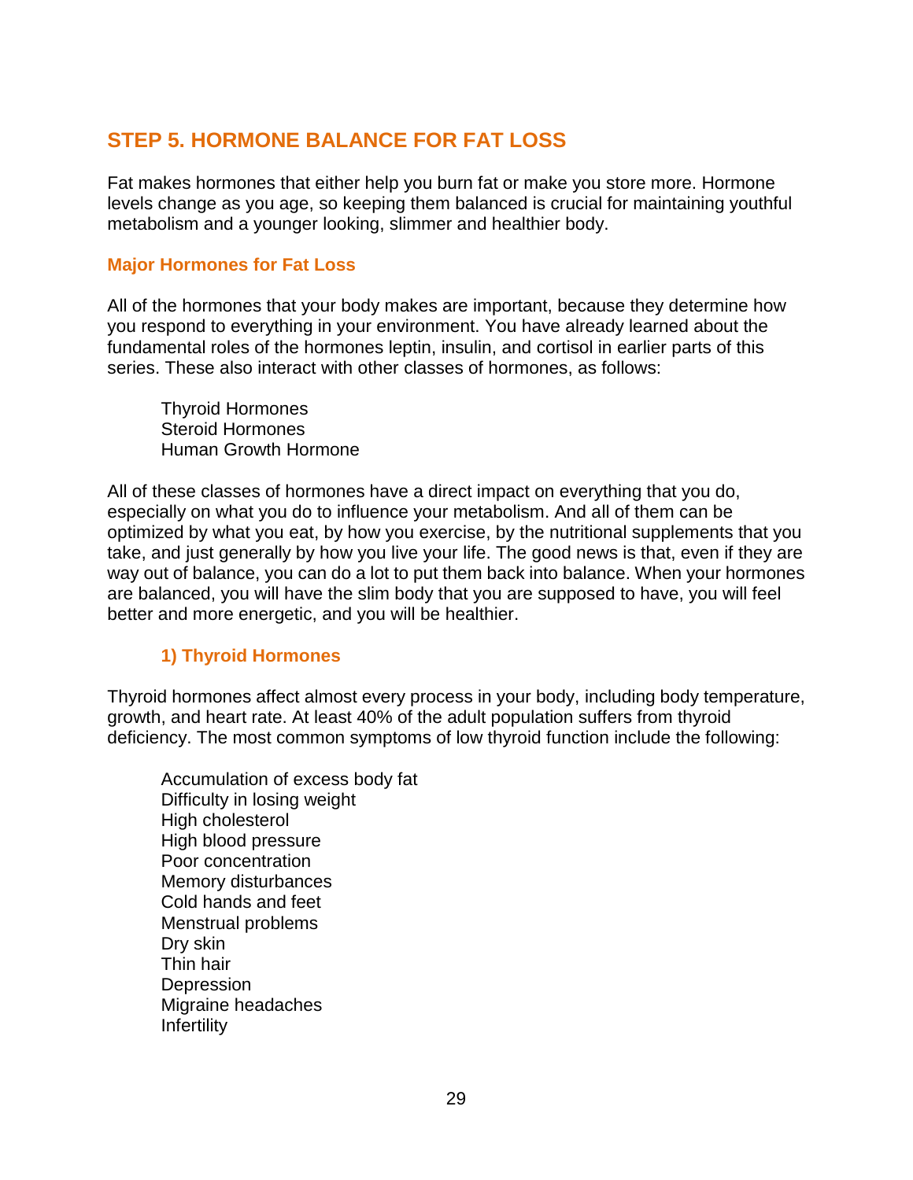## STEP 5. HORMONE BALANCE FOR FAT LOSS

Fat makes hormones that either help you burn fat or make you store more. Hormone levels change as you age, so keeping them balanced is crucial for maintaining youthful metabolism and a younger looking, slimmer and healthier body.

### Major Hormones for Fat Loss

All of the hormones that your body makes are important, because they determine how you respond to everything in your environment. You have already learned about the fundamental roles of the hormones leptin, insulin, and cortisol in earlier parts of this series. These also interact with other classes of hormones, as follows:

- Thyroid Hormones
- Steroid Hormones
- Human Growth Hormone

All of these classes of hormones have a direct impact on everything that you do, especially on what you do to influence your metabolism. And all of them can be optimized by what you eat, by how you exercise, by the nutritional supplements that you take, and just generally by how you live your life. The good news is that, even if they are way out of balance, you can do a lot to put them back into balance. When your hormones are balanced, you will have the slim body that you are supposed to have, you will feel better and more energetic, and you will be healthier.

#### 1) Thyroid Hormones

Thyroid hormones affect almost every process in your body, including body temperature, growth, and heart rate. At least 40% of the adult population suffers from thyroid deficiency. The most common symptoms of low thyroid function include the following:

- Accumulation of excess body fat
- Difficulty in losing weight
- High cholesterol
- High blood pressure
- Poor concentration
- Memory disturbances
- Cold hands and feet
- Menstrual problems
- Dry skin
- Thin hair
- Depression
- Migraine headaches
- Infertility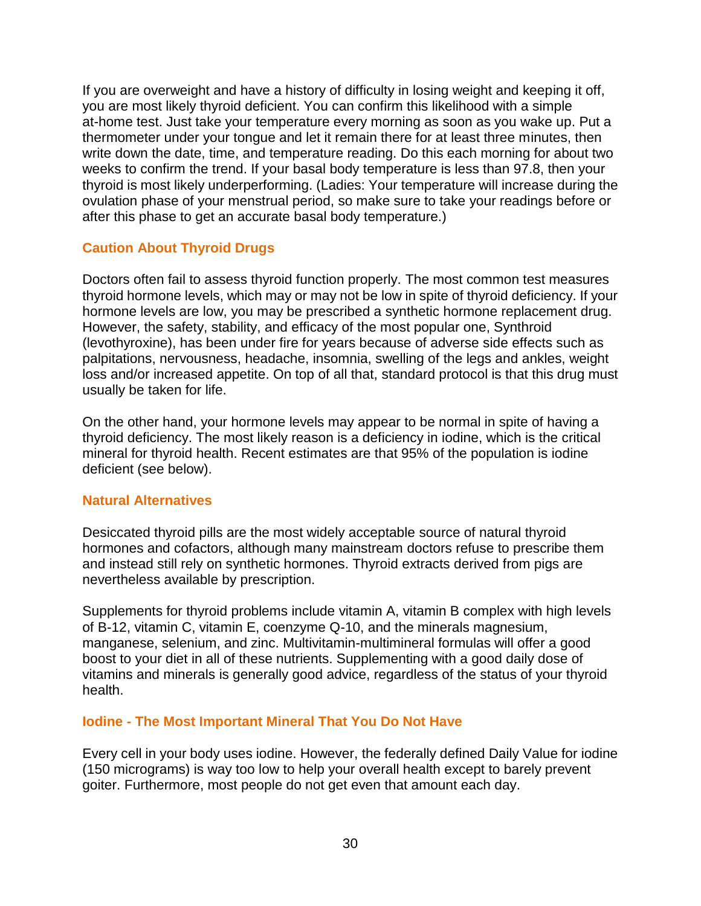If you are overweight and have a history of difficulty in losing weight and keeping it off, you are most likely thyroid deficient. You can confirm this likelihood with a simple at-home test. Just take your temperature every morning as soon as you wake up. Put a thermometer under your tongue and let it remain there for at least three minutes, then write down the date, time, and temperature reading. Do this each morning for about two weeks to confirm the trend. If your basal body temperature is less than 97.8, then your thyroid is most likely underperforming. (Ladies: Your temperature will increase during the ovulation phase of your menstrual period, so make sure to take your readings before or after this phase to get an accurate basal body temperature.)

### Caution About Thyroid Drugs

Doctors often fail to assess thyroid function properly. The most common test measures thyroid hormone levels, which may or may not be low in spite of thyroid deficiency. If your hormone levels are low, you may be prescribed a synthetic hormone replacement drug. However, the safety, stability, and efficacy of the most popular one, Synthroid (levothyroxine), has been under fire for years because of adverse side effects such as palpitations, nervousness, headache, insomnia, swelling of the legs and ankles, weight loss and/or increased appetite. On top of all that, standard protocol is that this drug must usually be taken for life.

On the other hand, your hormone levels may appear to be normal in spite of having a thyroid deficiency. The most likely reason is a deficiency in iodine, which is the critical mineral for thyroid health. Recent estimates are that 95% of the population is iodine deficient (see below).

### Natural Alternatives

Desiccated thyroid pills are the most widely acceptable source of natural thyroid hormones and cofactors, although many mainstream doctors refuse to prescribe them and instead still rely on synthetic hormones. Thyroid extracts derived from pigs are nevertheless available by prescription.

Supplements for thyroid problems include vitamin A, vitamin B complex with high levels of B-12, vitamin C, vitamin E, coenzyme Q-10, and the minerals magnesium, manganese, selenium, and zinc. Multivitamin-multimineral formulas will offer a good boost to your diet in all of these nutrients. Supplementing with a good daily dose of vitamins and minerals is generally good advice, regardless of the status of your thyroid health.

### Iodine - The Most Important Mineral That You Do Not Have

Every cell in your body uses iodine. However, the federally defined Daily Value for iodine (150 micrograms) is way too low to help your overall health except to barely prevent goiter. Furthermore, most people do not get even that amount each day.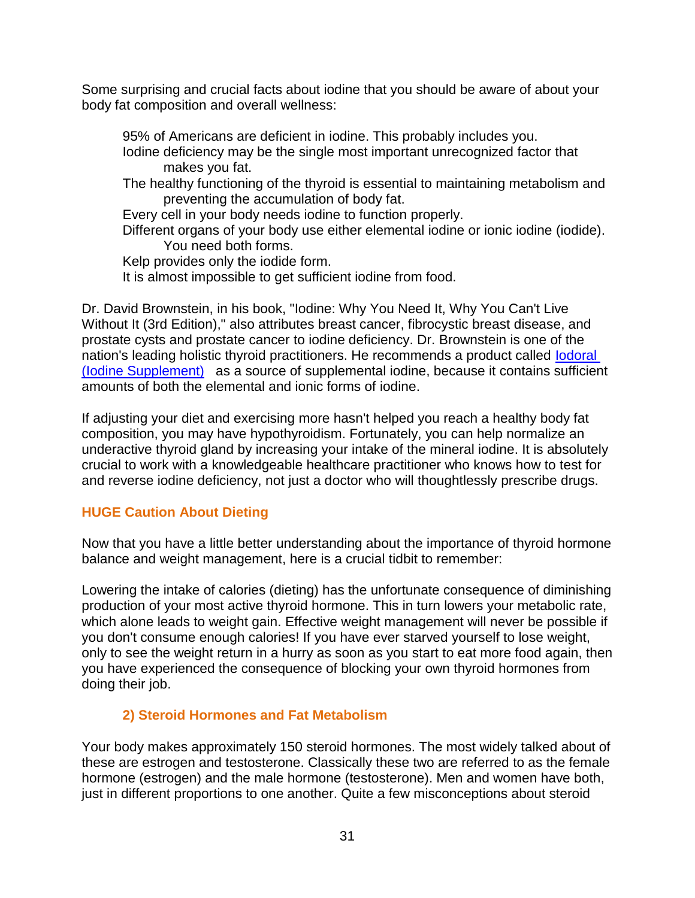Some surprising and crucial facts about iodine that you should be aware of about your body fat composition and overall wellness:

- 95% of Americans are deficient in iodine. This probably includes you.
- Iodine deficiency may be the single most important unrecognized factor that makes you fat.
- The healthy functioning of the thyroid is essential to maintaining metabolism and preventing the accumulation of body fat.
- Every cell in your body needs iodine to function properly.
- Different organs of your body use either elemental iodine or ionic iodine (iodide). You need both forms.
- Kelp provides only the iodide form.
- It is almost impossible to get sufficient iodine from food.

Dr. David Brownstein, in his book, "Iodine: Why You Need It, Why You Can't Live Without It (3rd Edition)," also attributes breast cancer, fibrocystic breast disease, and prostate cysts and prostate cancer to iodine deficiency. Dr. Brownstein is one of the nation's leading holistic thyroid practitioners. He recommends a product called Iodoral (Iodine Supplement) as a source of supplemental iodine, because it contains sufficient amounts of both the elemental and ionic forms of iodine.

If adjusting your diet and exercising more hasn't helped you reach a healthy body fat composition, you may have hypothyroidism. Fortunately, you can help normalize an underactive thyroid gland by increasing your intake of the mineral iodine. It is absolutely crucial to work with a knowledgeable healthcare practitioner who knows how to test for and reverse iodine deficiency, not just a doctor who will thoughtlessly prescribe drugs.

### HUGE Caution About Dieting

Now that you have a little better understanding about the importance of thyroid hormone balance and weight management, here is a crucial tidbit to remember:

Lowering the intake of calories (dieting) has the unfortunate consequence of diminishing production of your most active thyroid hormone. This in turn lowers your metabolic rate, which alone leads to weight gain. Effective weight management will never be possible if you don't consume enough calories! If you have ever starved yourself to lose weight, only to see the weight return in a hurry as soon as you start to eat more food again, then you have experienced the consequence of blocking your own thyroid hormones from doing their job.

### 2) Steroid Hormones and Fat Metabolism

Your body makes approximately 150 steroid hormones. The most widely talked about of these are estrogen and testosterone. Classically these two are referred to as the female hormone (estrogen) and the male hormone (testosterone). Men and women have both, just in different proportions to one another. Quite a few misconceptions about steroid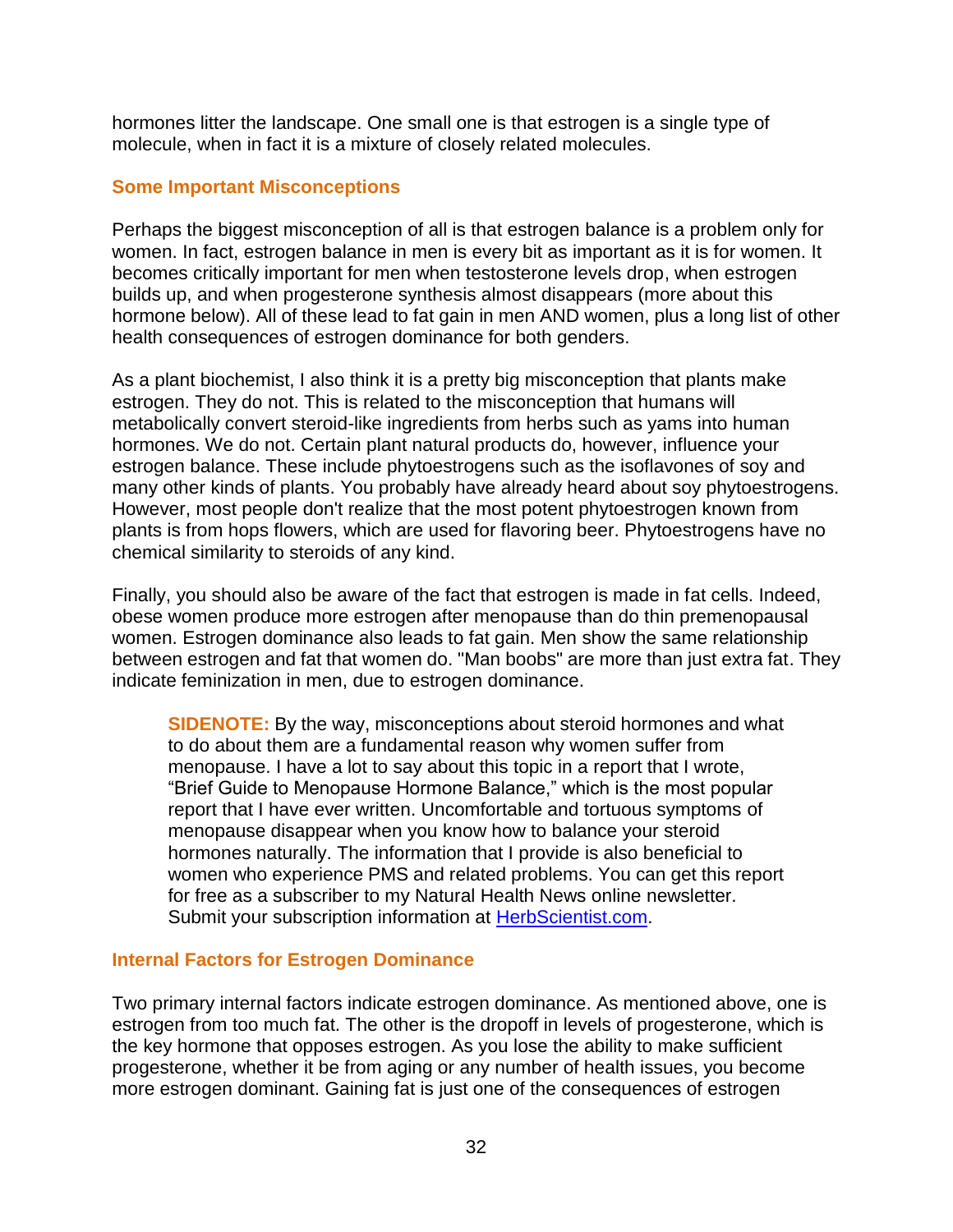hormones litter the landscape. One small one is that estrogen is a single type of molecule, when in fact it is a mixture of closely related molecules.

## Some Important Misconceptions

Perhaps the biggest misconception of all is that estrogen balance is a problem only for women. In fact, estrogen balance in men is every bit as important as it is for women. It becomes critically important for men when testosterone levels drop, when estrogen builds up, and when progesterone synthesis almost disappears (more about this hormone below). All of these lead to fat gain in men AND women, plus a long list of other health consequences of estrogen dominance for both genders.

As a plant biochemist, I also think it is a pretty big misconception that plants make estrogen. They do not. This is related to the misconception that humans will metabolically convert steroid-like ingredients from herbs such as yams into human hormones. We do not. Certain plant natural products do, however, influence your estrogen balance. These include phytoestrogens such as the isoflavones of soy and many other kinds of plants. You probably have already heard about soy phytoestrogens. However, most people don't realize that the most potent phytoestrogen known from plants is from hops flowers, which are used for flavoring beer. Phytoestrogens have no chemical similarity to steroids of any kind.

Finally, you should also be aware of the fact that estrogen is made in fat cells. Indeed, obese women produce more estrogen after menopause than do thin premenopausal women. Estrogen dominance also leads to fat gain. Men show the same relationship between estrogen and fat that women do. "Man boobs" are more than just extra fat. They indicate feminization in men, due to estrogen dominance.

> **SIDENOTE:** By the way, misconceptions about steroid hormones and what to do about them are a fundamental reason why women suffer from menopause. I have a lot to say about this topic in a report that I wrote, "Brief Guide to Menopause Hormone Balance," which is the most popular report that I have ever written. Uncomfortable and tortuous symptoms of menopause disappear when you know how to balance your steroid hormones naturally. The information that I provide is also beneficial to women who experience PMS and related problems. You can get this report for free as a subscriber to my Natural Health News online newsletter. Submit your subscription information at HerbScientist.com.

## Internal Factors for Estrogen Dominance

Two primary internal factors indicate estrogen dominance. As mentioned above, one is estrogen from too much fat. The other is the dropoff in levels of progesterone, which is the key hormone that opposes estrogen. As you lose the ability to make sufficient progesterone, whether it be from aging or any number of health issues, you become more estrogen dominant. Gaining fat is just one of the consequences of estrogen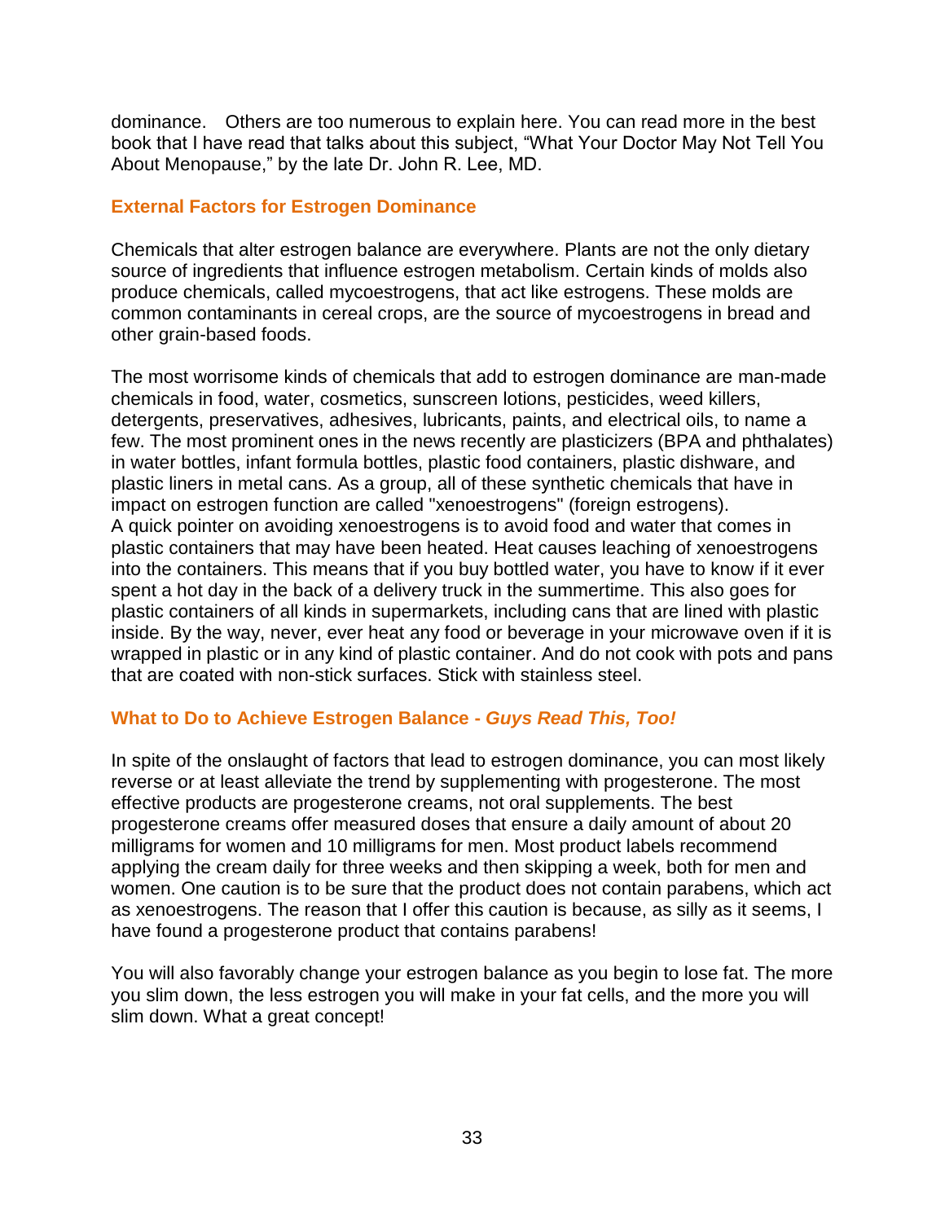dominance. Others are too numerous to explain here. You can read more in the best book that I have read that talks about this subject, "What Your Doctor May Not Tell You About Menopause," by the late Dr. John R. Lee, MD.

### External Factors for Estrogen Dominance

Chemicals that alter estrogen balance are everywhere. Plants are not the only dietary source of ingredients that influence estrogen metabolism. Certain kinds of molds also produce chemicals, called mycoestrogens, that act like estrogens. These molds are common contaminants in cereal crops, are the source of mycoestrogens in bread and other grain-based foods.

The most worrisome kinds of chemicals that add to estrogen dominance are man-made chemicals in food, water, cosmetics, sunscreen lotions, pesticides, weed killers, detergents, preservatives, adhesives, lubricants, paints, and electrical oils, to name a few. The most prominent ones in the news recently are plasticizers (BPA and phthalates) in water bottles, infant formula bottles, plastic food containers, plastic dishware, and plastic liners in metal cans. As a group, all of these synthetic chemicals that have in impact on estrogen function are called "xenoestrogens" (foreign estrogens).
A quick pointer on avoiding xenoestrogens is to avoid food and water that comes in plastic containers that may have been heated. Heat causes leaching of xenoestrogens into the containers. This means that if you buy bottled water, you have to know if it ever spent a hot day in the back of a delivery truck in the summertime. This also goes for plastic containers of all kinds in supermarkets, including cans that are lined with plastic inside. By the way, never, ever heat any food or beverage in your microwave oven if it is wrapped in plastic or in any kind of plastic container. And do not cook with pots and pans that are coated with non-stick surfaces. Stick with stainless steel.

### What to Do to Achieve Estrogen Balance - *Guys Read This, Too!*

In spite of the onslaught of factors that lead to estrogen dominance, you can most likely reverse or at least alleviate the trend by supplementing with progesterone. The most effective products are progesterone creams, not oral supplements. The best progesterone creams offer measured doses that ensure a daily amount of about 20 milligrams for women and 10 milligrams for men. Most product labels recommend applying the cream daily for three weeks and then skipping a week, both for men and women. One caution is to be sure that the product does not contain parabens, which act as xenoestrogens. The reason that I offer this caution is because, as silly as it seems, I have found a progesterone product that contains parabens!

You will also favorably change your estrogen balance as you begin to lose fat. The more you slim down, the less estrogen you will make in your fat cells, and the more you will slim down. What a great concept!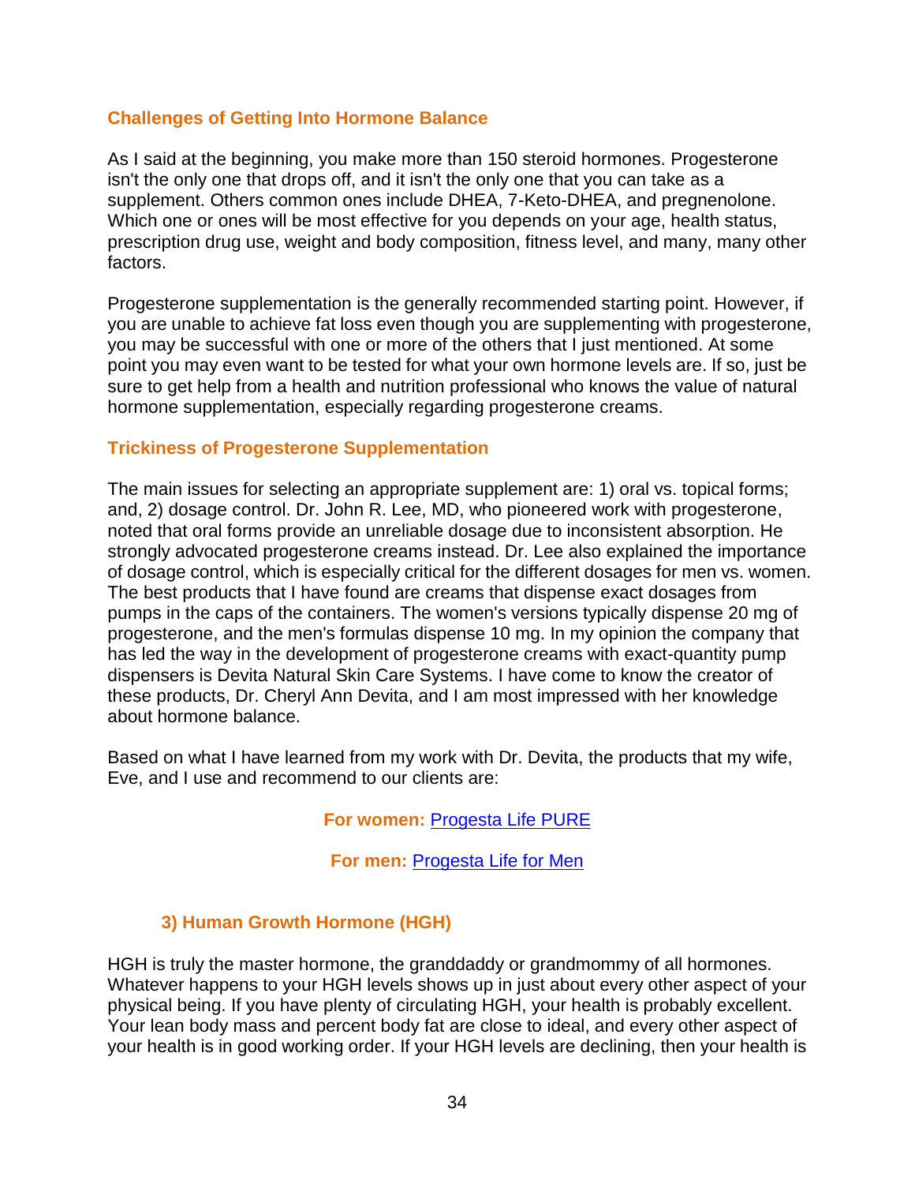### Challenges of Getting Into Hormone Balance

As I said at the beginning, you make more than 150 steroid hormones. Progesterone isn't the only one that drops off, and it isn't the only one that you can take as a supplement. Others common ones include DHEA, 7-Keto-DHEA, and pregnenolone. Which one or ones will be most effective for you depends on your age, health status, prescription drug use, weight and body composition, fitness level, and many, many other factors.

Progesterone supplementation is the generally recommended starting point. However, if you are unable to achieve fat loss even though you are supplementing with progesterone, you may be successful with one or more of the others that I just mentioned. At some point you may even want to be tested for what your own hormone levels are. If so, just be sure to get help from a health and nutrition professional who knows the value of natural hormone supplementation, especially regarding progesterone creams.

### Trickiness of Progesterone Supplementation

The main issues for selecting an appropriate supplement are: 1) oral vs. topical forms; and, 2) dosage control. Dr. John R. Lee, MD, who pioneered work with progesterone, noted that oral forms provide an unreliable dosage due to inconsistent absorption. He strongly advocated progesterone creams instead. Dr. Lee also explained the importance of dosage control, which is especially critical for the different dosages for men vs. women. The best products that I have found are creams that dispense exact dosages from pumps in the caps of the containers. The women's versions typically dispense 20 mg of progesterone, and the men's formulas dispense 10 mg. In my opinion the company that has led the way in the development of progesterone creams with exact-quantity pump dispensers is Devita Natural Skin Care Systems. I have come to know the creator of these products, Dr. Cheryl Ann Devita, and I am most impressed with her knowledge about hormone balance.

Based on what I have learned from my work with Dr. Devita, the products that my wife, Eve, and I use and recommend to our clients are:

**For women:** Progesta Life PURE

**For men:** Progesta Life for Men

### 3) Human Growth Hormone (HGH)

HGH is truly the master hormone, the granddaddy or grandmommy of all hormones. Whatever happens to your HGH levels shows up in just about every other aspect of your physical being. If you have plenty of circulating HGH, your health is probably excellent. Your lean body mass and percent body fat are close to ideal, and every other aspect of your health is in good working order. If your HGH levels are declining, then your health is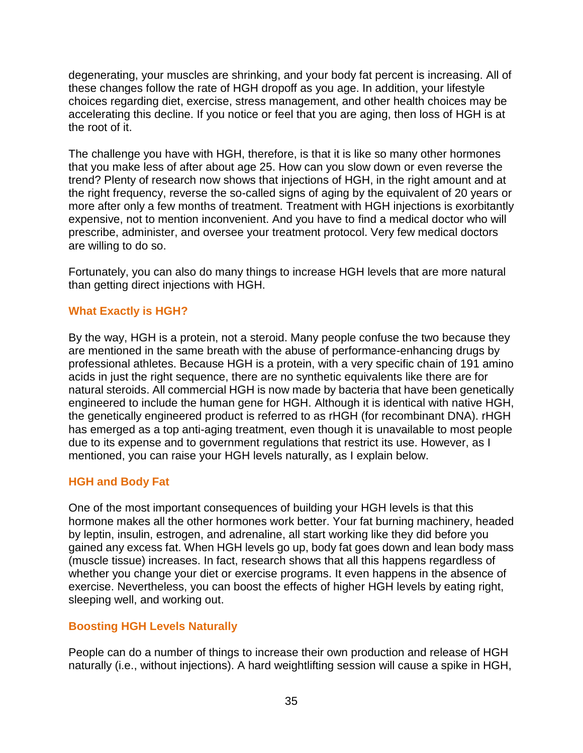degenerating, your muscles are shrinking, and your body fat percent is increasing. All of these changes follow the rate of HGH dropoff as you age. In addition, your lifestyle choices regarding diet, exercise, stress management, and other health choices may be accelerating this decline. If you notice or feel that you are aging, then loss of HGH is at the root of it.

The challenge you have with HGH, therefore, is that it is like so many other hormones that you make less of after about age 25. How can you slow down or even reverse the trend? Plenty of research now shows that injections of HGH, in the right amount and at the right frequency, reverse the so-called signs of aging by the equivalent of 20 years or more after only a few months of treatment. Treatment with HGH injections is exorbitantly expensive, not to mention inconvenient. And you have to find a medical doctor who will prescribe, administer, and oversee your treatment protocol. Very few medical doctors are willing to do so.

Fortunately, you can also do many things to increase HGH levels that are more natural than getting direct injections with HGH.

### What Exactly is HGH?

By the way, HGH is a protein, not a steroid. Many people confuse the two because they are mentioned in the same breath with the abuse of performance-enhancing drugs by professional athletes. Because HGH is a protein, with a very specific chain of 191 amino acids in just the right sequence, there are no synthetic equivalents like there are for natural steroids. All commercial HGH is now made by bacteria that have been genetically engineered to include the human gene for HGH. Although it is identical with native HGH, the genetically engineered product is referred to as rHGH (for recombinant DNA). rHGH has emerged as a top anti-aging treatment, even though it is unavailable to most people due to its expense and to government regulations that restrict its use. However, as I mentioned, you can raise your HGH levels naturally, as I explain below.

### HGH and Body Fat

One of the most important consequences of building your HGH levels is that this hormone makes all the other hormones work better. Your fat burning machinery, headed by leptin, insulin, estrogen, and adrenaline, all start working like they did before you gained any excess fat. When HGH levels go up, body fat goes down and lean body mass (muscle tissue) increases. In fact, research shows that all this happens regardless of whether you change your diet or exercise programs. It even happens in the absence of exercise. Nevertheless, you can boost the effects of higher HGH levels by eating right, sleeping well, and working out.

### Boosting HGH Levels Naturally

People can do a number of things to increase their own production and release of HGH naturally (i.e., without injections). A hard weightlifting session will cause a spike in HGH,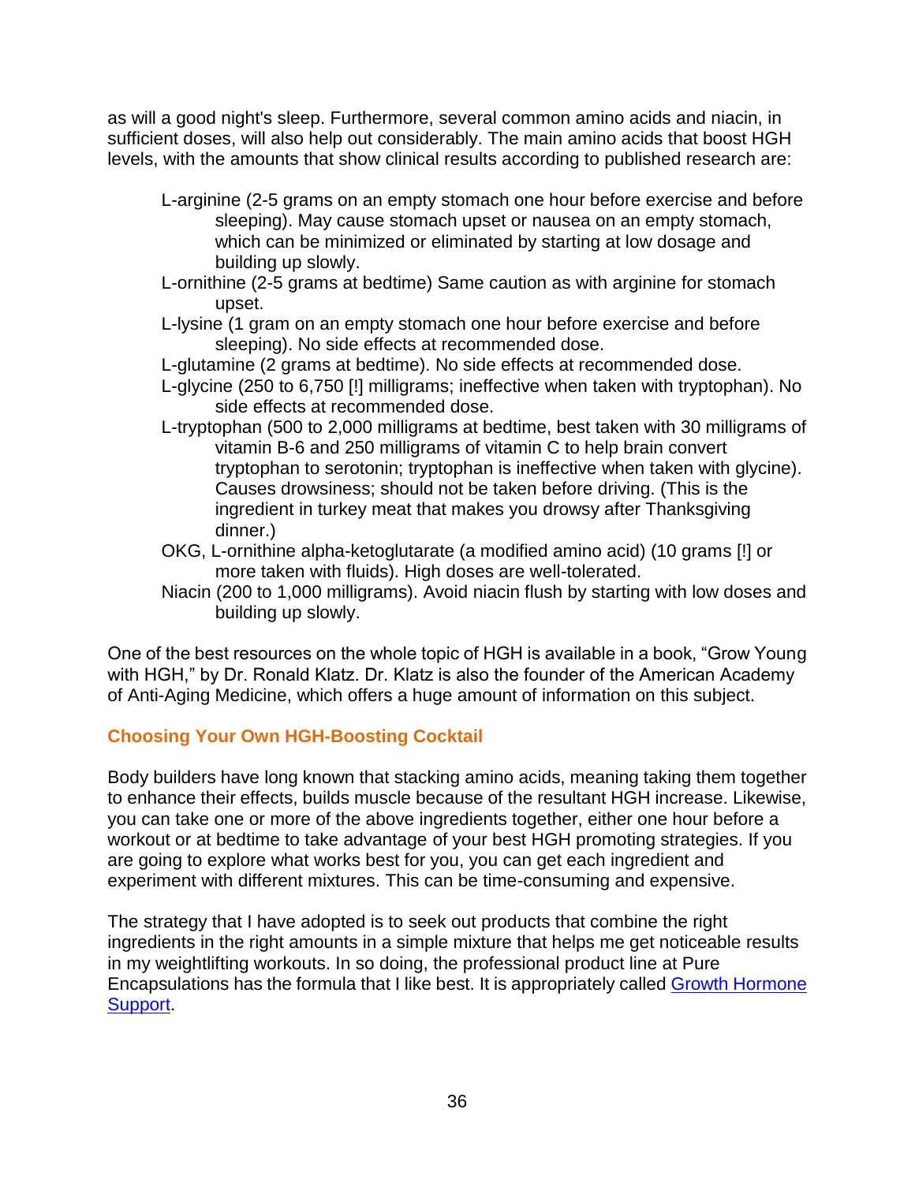as will a good night's sleep. Furthermore, several common amino acids and niacin, in sufficient doses, will also help out considerably. The main amino acids that boost HGH levels, with the amounts that show clinical results according to published research are:

- L-arginine (2-5 grams on an empty stomach one hour before exercise and before sleeping). May cause stomach upset or nausea on an empty stomach, which can be minimized or eliminated by starting at low dosage and building up slowly.
- L-ornithine (2-5 grams at bedtime) Same caution as with arginine for stomach upset.
- L-lysine (1 gram on an empty stomach one hour before exercise and before sleeping). No side effects at recommended dose.
- L-glutamine (2 grams at bedtime). No side effects at recommended dose.
- L-glycine (250 to 6,750 [!] milligrams; ineffective when taken with tryptophan). No side effects at recommended dose.
- L-tryptophan (500 to 2,000 milligrams at bedtime, best taken with 30 milligrams of vitamin B-6 and 250 milligrams of vitamin C to help brain convert tryptophan to serotonin; tryptophan is ineffective when taken with glycine). Causes drowsiness; should not be taken before driving. (This is the ingredient in turkey meat that makes you drowsy after Thanksgiving dinner.)
- OKG, L-ornithine alpha-ketoglutarate (a modified amino acid) (10 grams [!] or more taken with fluids). High doses are well-tolerated.
- Niacin (200 to 1,000 milligrams). Avoid niacin flush by starting with low doses and building up slowly.

One of the best resources on the whole topic of HGH is available in a book, "Grow Young with HGH," by Dr. Ronald Klatz. Dr. Klatz is also the founder of the American Academy of Anti-Aging Medicine, which offers a huge amount of information on this subject.

### Choosing Your Own HGH-Boosting Cocktail

Body builders have long known that stacking amino acids, meaning taking them together to enhance their effects, builds muscle because of the resultant HGH increase. Likewise, you can take one or more of the above ingredients together, either one hour before a workout or at bedtime to take advantage of your best HGH promoting strategies. If you are going to explore what works best for you, you can get each ingredient and experiment with different mixtures. This can be time-consuming and expensive.

The strategy that I have adopted is to seek out products that combine the right ingredients in the right amounts in a simple mixture that helps me get noticeable results in my weightlifting workouts. In so doing, the professional product line at Pure Encapsulations has the formula that I like best. It is appropriately called Growth Hormone Support.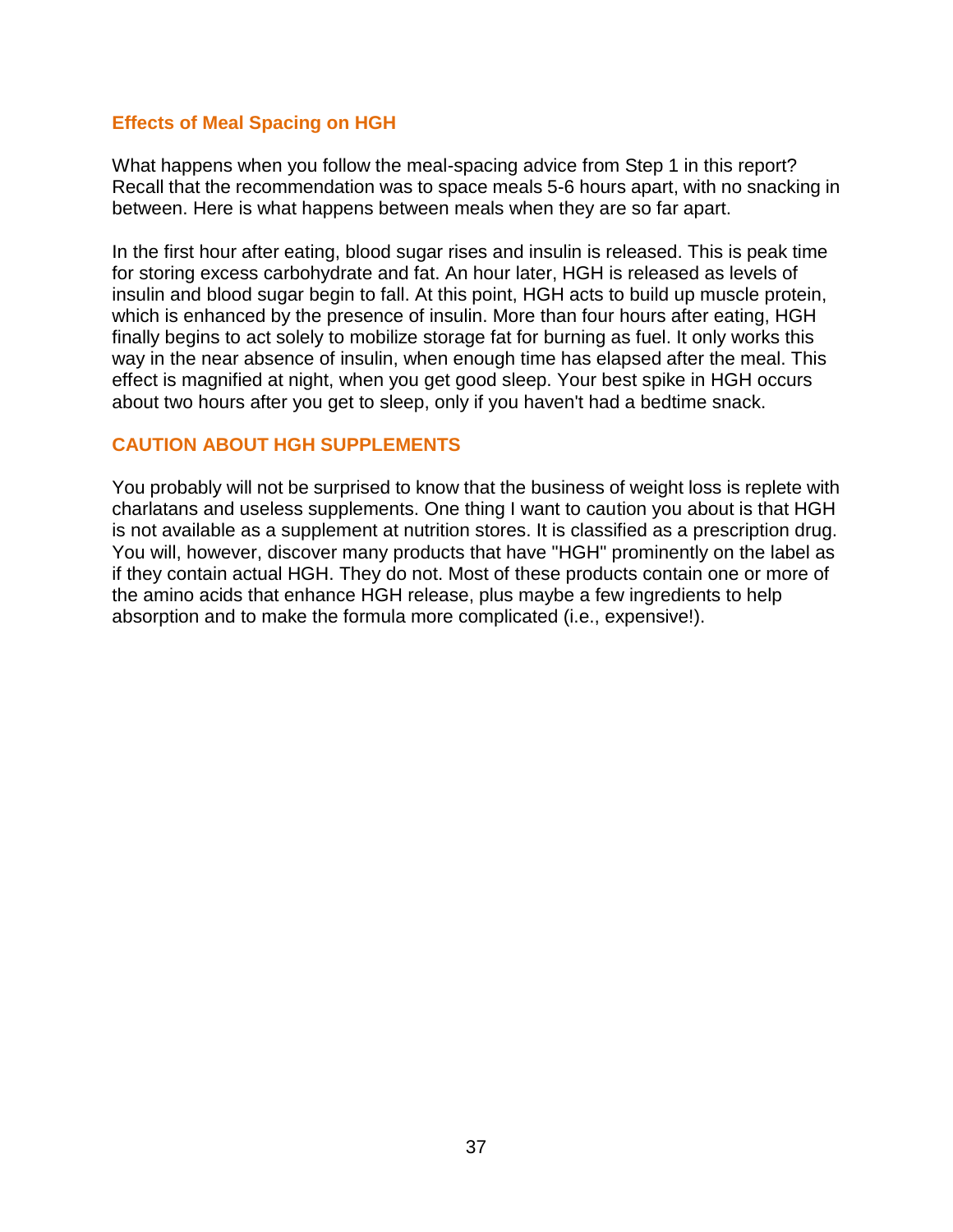## Effects of Meal Spacing on HGH

What happens when you follow the meal-spacing advice from Step 1 in this report? Recall that the recommendation was to space meals 5-6 hours apart, with no snacking in between. Here is what happens between meals when they are so far apart.

In the first hour after eating, blood sugar rises and insulin is released. This is peak time for storing excess carbohydrate and fat. An hour later, HGH is released as levels of insulin and blood sugar begin to fall. At this point, HGH acts to build up muscle protein, which is enhanced by the presence of insulin. More than four hours after eating, HGH finally begins to act solely to mobilize storage fat for burning as fuel. It only works this way in the near absence of insulin, when enough time has elapsed after the meal. This effect is magnified at night, when you get good sleep. Your best spike in HGH occurs about two hours after you get to sleep, only if you haven't had a bedtime snack.

## CAUTION ABOUT HGH SUPPLEMENTS

You probably will not be surprised to know that the business of weight loss is replete with charlatans and useless supplements. One thing I want to caution you about is that HGH is not available as a supplement at nutrition stores. It is classified as a prescription drug. You will, however, discover many products that have "HGH" prominently on the label as if they contain actual HGH. They do not. Most of these products contain one or more of the amino acids that enhance HGH release, plus maybe a few ingredients to help absorption and to make the formula more complicated (i.e., expensive!).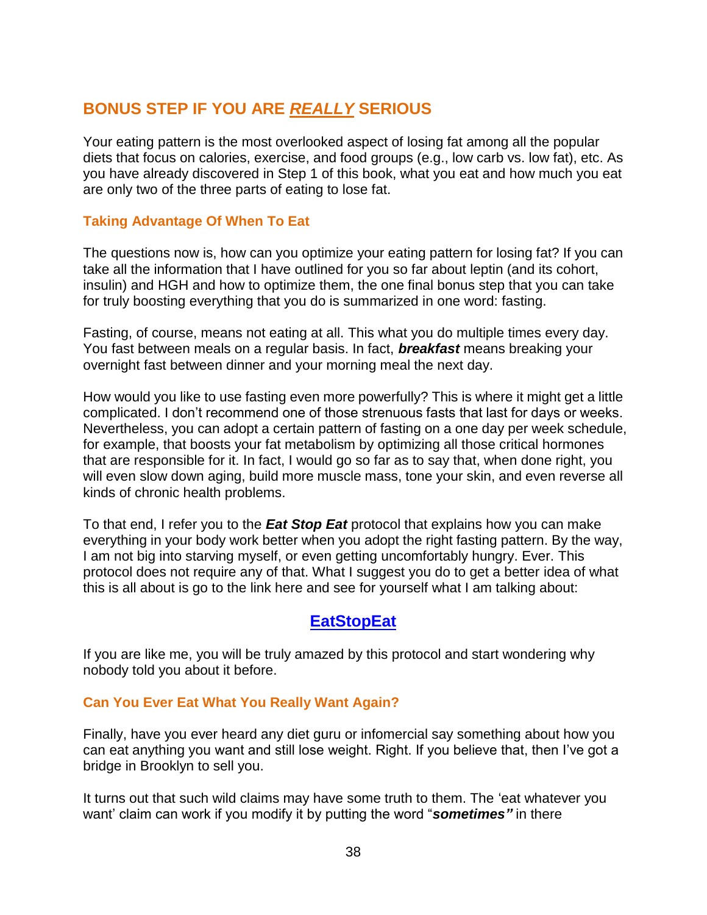## BONUS STEP IF YOU ARE ***REALLY*** SERIOUS

Your eating pattern is the most overlooked aspect of losing fat among all the popular diets that focus on calories, exercise, and food groups (e.g., low carb vs. low fat), etc. As you have already discovered in Step 1 of this book, what you eat and how much you eat are only two of the three parts of eating to lose fat.

### Taking Advantage Of When To Eat

The questions now is, how can you optimize your eating pattern for losing fat? If you can take all the information that I have outlined for you so far about leptin (and its cohort, insulin) and HGH and how to optimize them, the one final bonus step that you can take for truly boosting everything that you do is summarized in one word: fasting.

Fasting, of course, means not eating at all. This what you do multiple times every day. You fast between meals on a regular basis. In fact, ***breakfast*** means breaking your overnight fast between dinner and your morning meal the next day.

How would you like to use fasting even more powerfully? This is where it might get a little complicated. I don't recommend one of those strenuous fasts that last for days or weeks. Nevertheless, you can adopt a certain pattern of fasting on a one day per week schedule, for example, that boosts your fat metabolism by optimizing all those critical hormones that are responsible for it. In fact, I would go so far as to say that, when done right, you will even slow down aging, build more muscle mass, tone your skin, and even reverse all kinds of chronic health problems.

To that end, I refer you to the ***Eat Stop Eat*** protocol that explains how you can make everything in your body work better when you adopt the right fasting pattern. By the way, I am not big into starving myself, or even getting uncomfortably hungry. Ever. This protocol does not require any of that. What I suggest you do to get a better idea of what this is all about is go to the link here and see for yourself what I am talking about:

**EatStopEat**

If you are like me, you will be truly amazed by this protocol and start wondering why nobody told you about it before.

### Can You Ever Eat What You Really Want Again?

Finally, have you ever heard any diet guru or infomercial say something about how you can eat anything you want and still lose weight. Right. If you believe that, then I've got a bridge in Brooklyn to sell you.

It turns out that such wild claims may have some truth to them. The 'eat whatever you want' claim can work if you modify it by putting the word "***sometimes***" in there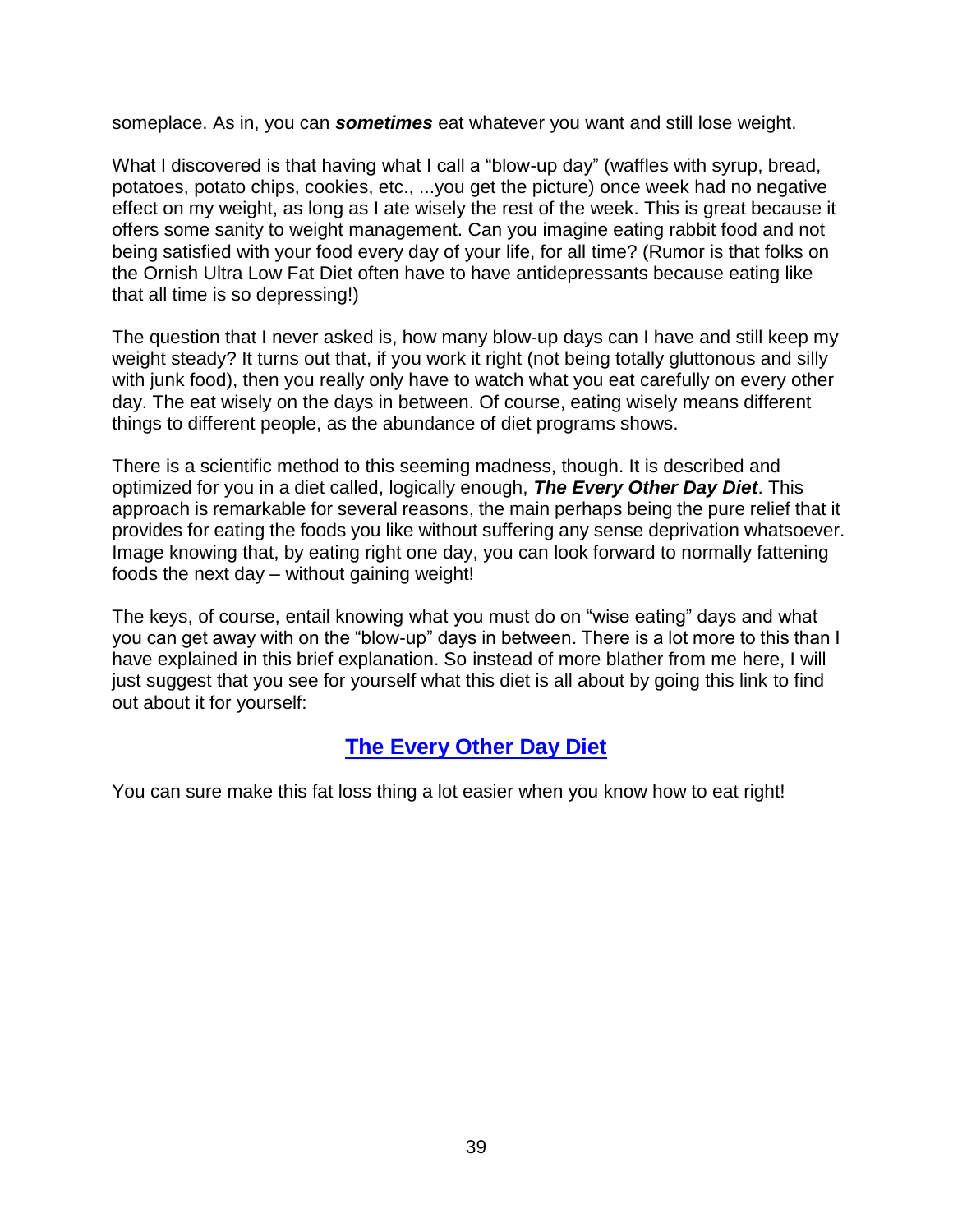someplace. As in, you can ***sometimes*** eat whatever you want and still lose weight.

What I discovered is that having what I call a "blow-up day" (waffles with syrup, bread, potatoes, potato chips, cookies, etc., ...you get the picture) once week had no negative effect on my weight, as long as I ate wisely the rest of the week. This is great because it offers some sanity to weight management. Can you imagine eating rabbit food and not being satisfied with your food every day of your life, for all time? (Rumor is that folks on the Ornish Ultra Low Fat Diet often have to have antidepressants because eating like that all time is so depressing!)

The question that I never asked is, how many blow-up days can I have and still keep my weight steady? It turns out that, if you work it right (not being totally gluttonous and silly with junk food), then you really only have to watch what you eat carefully on every other day. The eat wisely on the days in between. Of course, eating wisely means different things to different people, as the abundance of diet programs shows.

There is a scientific method to this seeming madness, though. It is described and optimized for you in a diet called, logically enough, ***The Every Other Day Diet***. This approach is remarkable for several reasons, the main perhaps being the pure relief that it provides for eating the foods you like without suffering any sense deprivation whatsoever. Image knowing that, by eating right one day, you can look forward to normally fattening foods the next day – without gaining weight!

The keys, of course, entail knowing what you must do on "wise eating" days and what you can get away with on the "blow-up" days in between. There is a lot more to this than I have explained in this brief explanation. So instead of more blather from me here, I will just suggest that you see for yourself what this diet is all about by going this link to find out about it for yourself:

**The Every Other Day Diet**

You can sure make this fat loss thing a lot easier when you know how to eat right!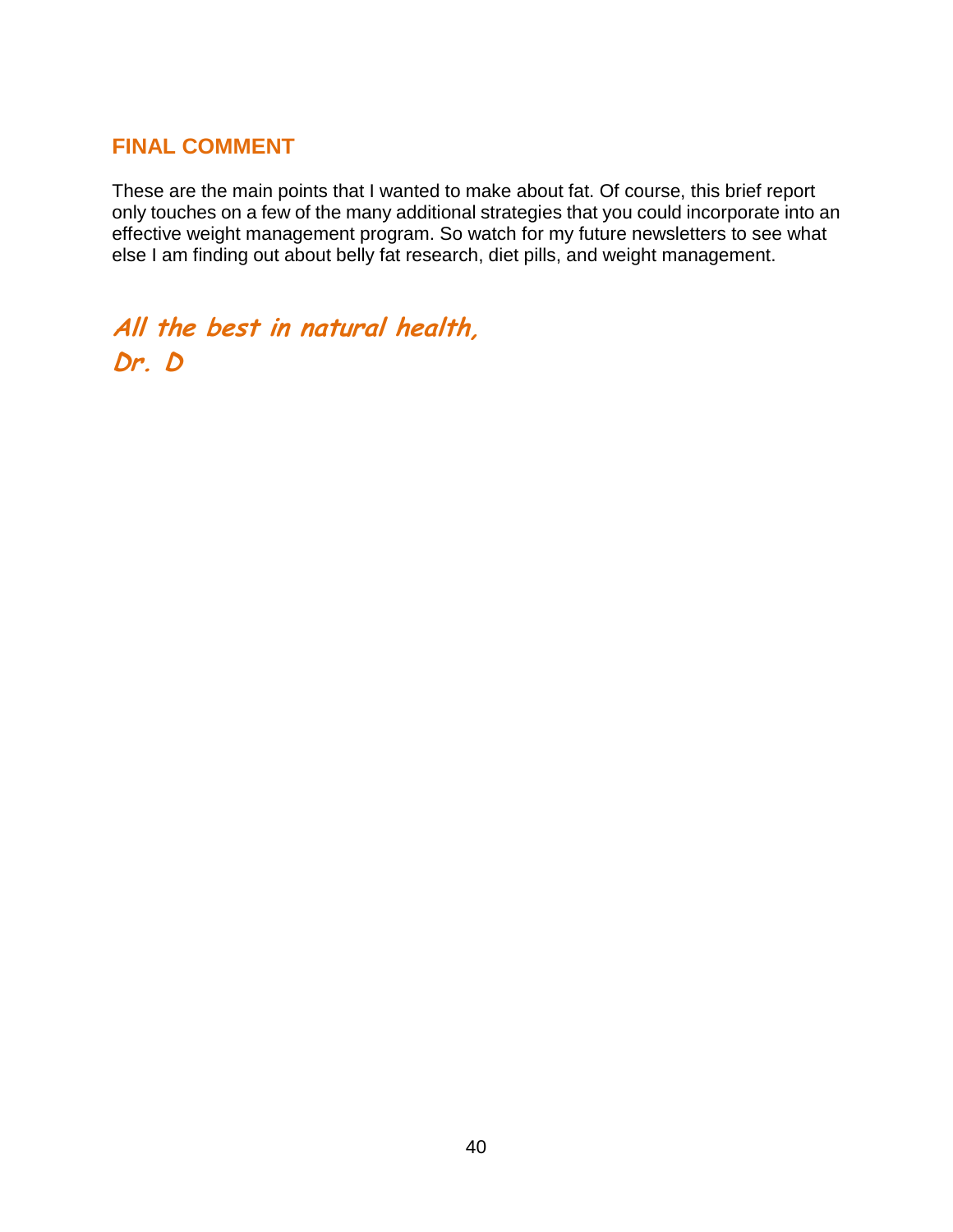## FINAL COMMENT

These are the main points that I wanted to make about fat. Of course, this brief report only touches on a few of the many additional strategies that you could incorporate into an effective weight management program. So watch for my future newsletters to see what else I am finding out about belly fat research, diet pills, and weight management.

***All the best in natural health,***
***Dr. D***